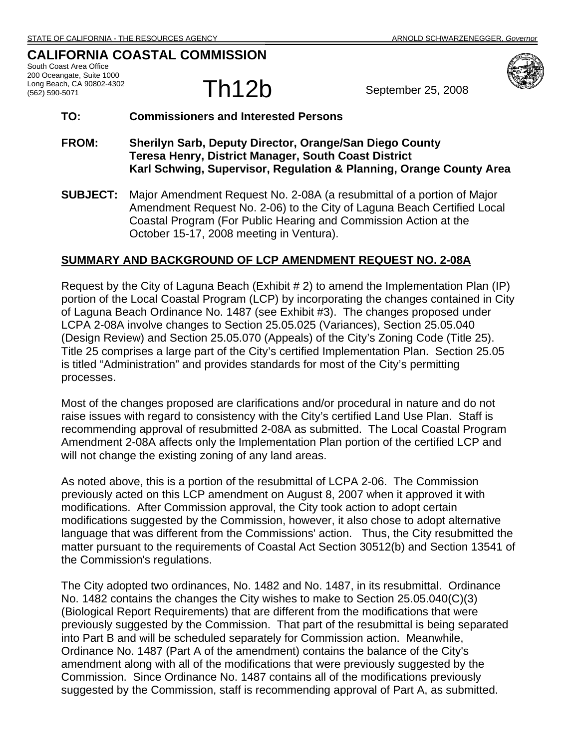STATE OF CALIFORNIA - THE RESOURCES AGENCY ARNOLD SCHWARZENEGGER, *Governor*

# CALIFORNIA COASTAL COMMISSION

South Coast Area Office
200 Oceangate, Suite 1000
Long Beach, CA 90802-4302
(562) 590-5071

Th12b

September 25, 2008

**TO:** **Commissioners and Interested Persons**

**FROM:** **Sherilyn Sarb, Deputy Director, Orange/San Diego County**
**Teresa Henry, District Manager, South Coast District**
**Karl Schwing, Supervisor, Regulation & Planning, Orange County Area**

**SUBJECT:** Major Amendment Request No. 2-08A (a resubmittal of a portion of Major Amendment Request No. 2-06) to the City of Laguna Beach Certified Local Coastal Program (For Public Hearing and Commission Action at the October 15-17, 2008 meeting in Ventura).

## SUMMARY AND BACKGROUND OF LCP AMENDMENT REQUEST NO. 2-08A

Request by the City of Laguna Beach (Exhibit # 2) to amend the Implementation Plan (IP) portion of the Local Coastal Program (LCP) by incorporating the changes contained in City of Laguna Beach Ordinance No. 1487 (see Exhibit #3). The changes proposed under LCPA 2-08A involve changes to Section 25.05.025 (Variances), Section 25.05.040 (Design Review) and Section 25.05.070 (Appeals) of the City's Zoning Code (Title 25). Title 25 comprises a large part of the City's certified Implementation Plan. Section 25.05 is titled "Administration" and provides standards for most of the City's permitting processes.

Most of the changes proposed are clarifications and/or procedural in nature and do not raise issues with regard to consistency with the City's certified Land Use Plan. Staff is recommending approval of resubmitted 2-08A as submitted. The Local Coastal Program Amendment 2-08A affects only the Implementation Plan portion of the certified LCP and will not change the existing zoning of any land areas.

As noted above, this is a portion of the resubmittal of LCPA 2-06. The Commission previously acted on this LCP amendment on August 8, 2007 when it approved it with modifications. After Commission approval, the City took action to adopt certain modifications suggested by the Commission, however, it also chose to adopt alternative language that was different from the Commissions' action. Thus, the City resubmitted the matter pursuant to the requirements of Coastal Act Section 30512(b) and Section 13541 of the Commission's regulations.

The City adopted two ordinances, No. 1482 and No. 1487, in its resubmittal. Ordinance No. 1482 contains the changes the City wishes to make to Section 25.05.040(C)(3) (Biological Report Requirements) that are different from the modifications that were previously suggested by the Commission. That part of the resubmittal is being separated into Part B and will be scheduled separately for Commission action. Meanwhile, Ordinance No. 1487 (Part A of the amendment) contains the balance of the City's amendment along with all of the modifications that were previously suggested by the Commission. Since Ordinance No. 1487 contains all of the modifications previously suggested by the Commission, staff is recommending approval of Part A, as submitted.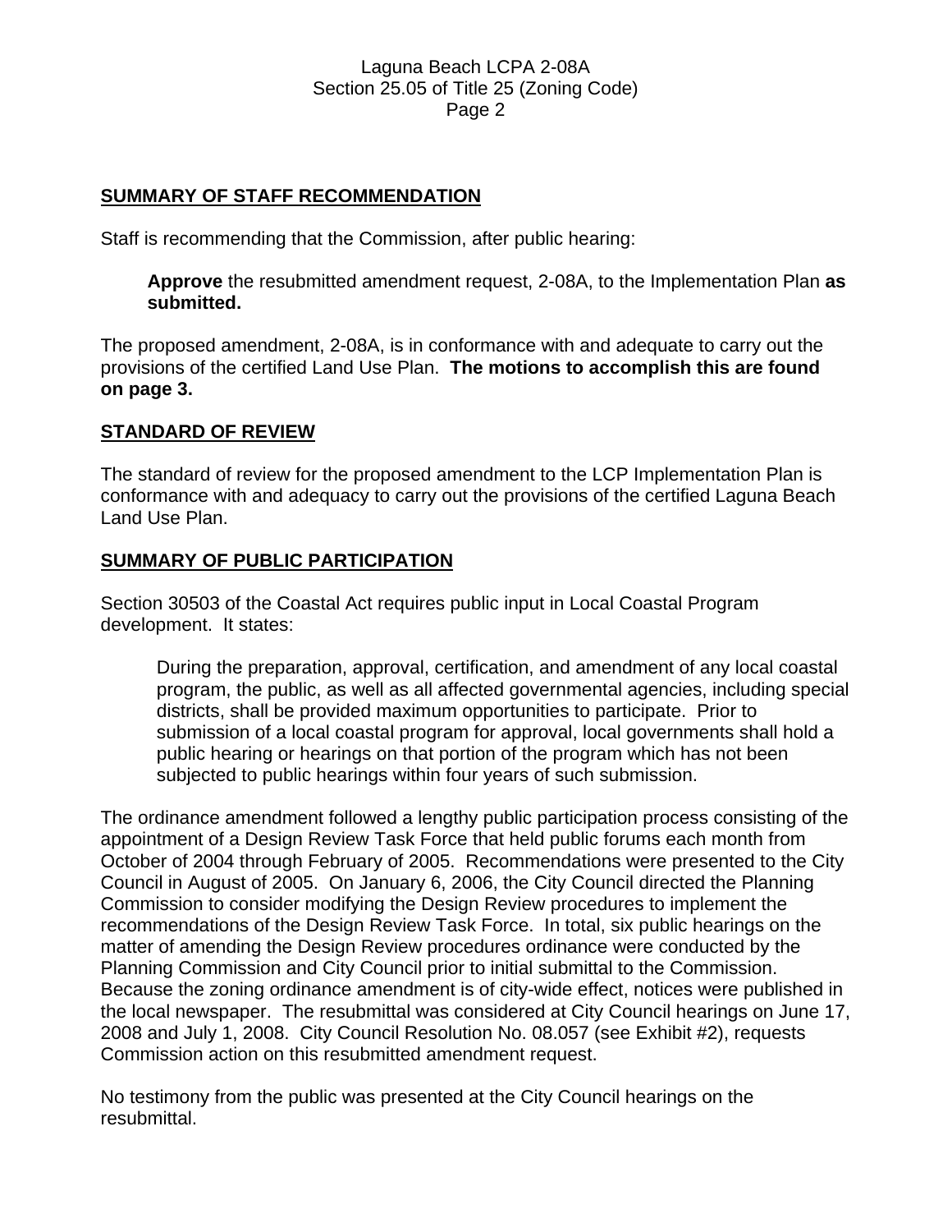## SUMMARY OF STAFF RECOMMENDATION

Staff is recommending that the Commission, after public hearing:

> **Approve** the resubmitted amendment request, 2-08A, to the Implementation Plan **as submitted.**

The proposed amendment, 2-08A, is in conformance with and adequate to carry out the provisions of the certified Land Use Plan. **The motions to accomplish this are found on page 3.**

## STANDARD OF REVIEW

The standard of review for the proposed amendment to the LCP Implementation Plan is conformance with and adequacy to carry out the provisions of the certified Laguna Beach Land Use Plan.

## SUMMARY OF PUBLIC PARTICIPATION

Section 30503 of the Coastal Act requires public input in Local Coastal Program development. It states:

> During the preparation, approval, certification, and amendment of any local coastal program, the public, as well as all affected governmental agencies, including special districts, shall be provided maximum opportunities to participate. Prior to submission of a local coastal program for approval, local governments shall hold a public hearing or hearings on that portion of the program which has not been subjected to public hearings within four years of such submission.

The ordinance amendment followed a lengthy public participation process consisting of the appointment of a Design Review Task Force that held public forums each month from October of 2004 through February of 2005. Recommendations were presented to the City Council in August of 2005. On January 6, 2006, the City Council directed the Planning Commission to consider modifying the Design Review procedures to implement the recommendations of the Design Review Task Force. In total, six public hearings on the matter of amending the Design Review procedures ordinance were conducted by the Planning Commission and City Council prior to initial submittal to the Commission. Because the zoning ordinance amendment is of city-wide effect, notices were published in the local newspaper. The resubmittal was considered at City Council hearings on June 17, 2008 and July 1, 2008. City Council Resolution No. 08.057 (see Exhibit #2), requests Commission action on this resubmitted amendment request.

No testimony from the public was presented at the City Council hearings on the resubmittal.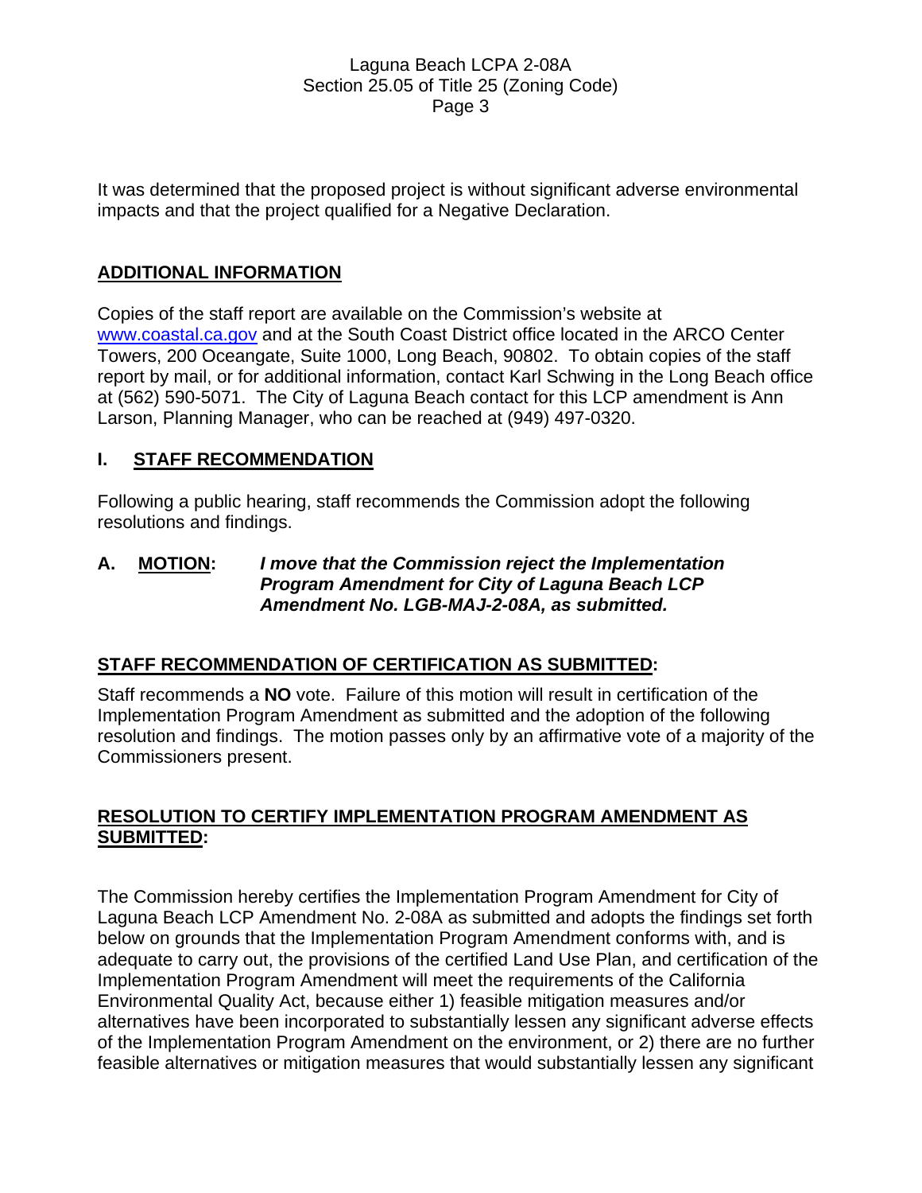It was determined that the proposed project is without significant adverse environmental impacts and that the project qualified for a Negative Declaration.

## ADDITIONAL INFORMATION

Copies of the staff report are available on the Commission's website at www.coastal.ca.gov and at the South Coast District office located in the ARCO Center Towers, 200 Oceangate, Suite 1000, Long Beach, 90802. To obtain copies of the staff report by mail, or for additional information, contact Karl Schwing in the Long Beach office at (562) 590-5071. The City of Laguna Beach contact for this LCP amendment is Ann Larson, Planning Manager, who can be reached at (949) 497-0320.

## I. STAFF RECOMMENDATION

Following a public hearing, staff recommends the Commission adopt the following resolutions and findings.

**A. MOTION:** ***I move that the Commission reject the Implementation Program Amendment for City of Laguna Beach LCP Amendment No. LGB-MAJ-2-08A, as submitted.***

### STAFF RECOMMENDATION OF CERTIFICATION AS SUBMITTED:

Staff recommends a **NO** vote. Failure of this motion will result in certification of the Implementation Program Amendment as submitted and the adoption of the following resolution and findings. The motion passes only by an affirmative vote of a majority of the Commissioners present.

### RESOLUTION TO CERTIFY IMPLEMENTATION PROGRAM AMENDMENT AS SUBMITTED:

The Commission hereby certifies the Implementation Program Amendment for City of Laguna Beach LCP Amendment No. 2-08A as submitted and adopts the findings set forth below on grounds that the Implementation Program Amendment conforms with, and is adequate to carry out, the provisions of the certified Land Use Plan, and certification of the Implementation Program Amendment will meet the requirements of the California Environmental Quality Act, because either 1) feasible mitigation measures and/or alternatives have been incorporated to substantially lessen any significant adverse effects of the Implementation Program Amendment on the environment, or 2) there are no further feasible alternatives or mitigation measures that would substantially lessen any significant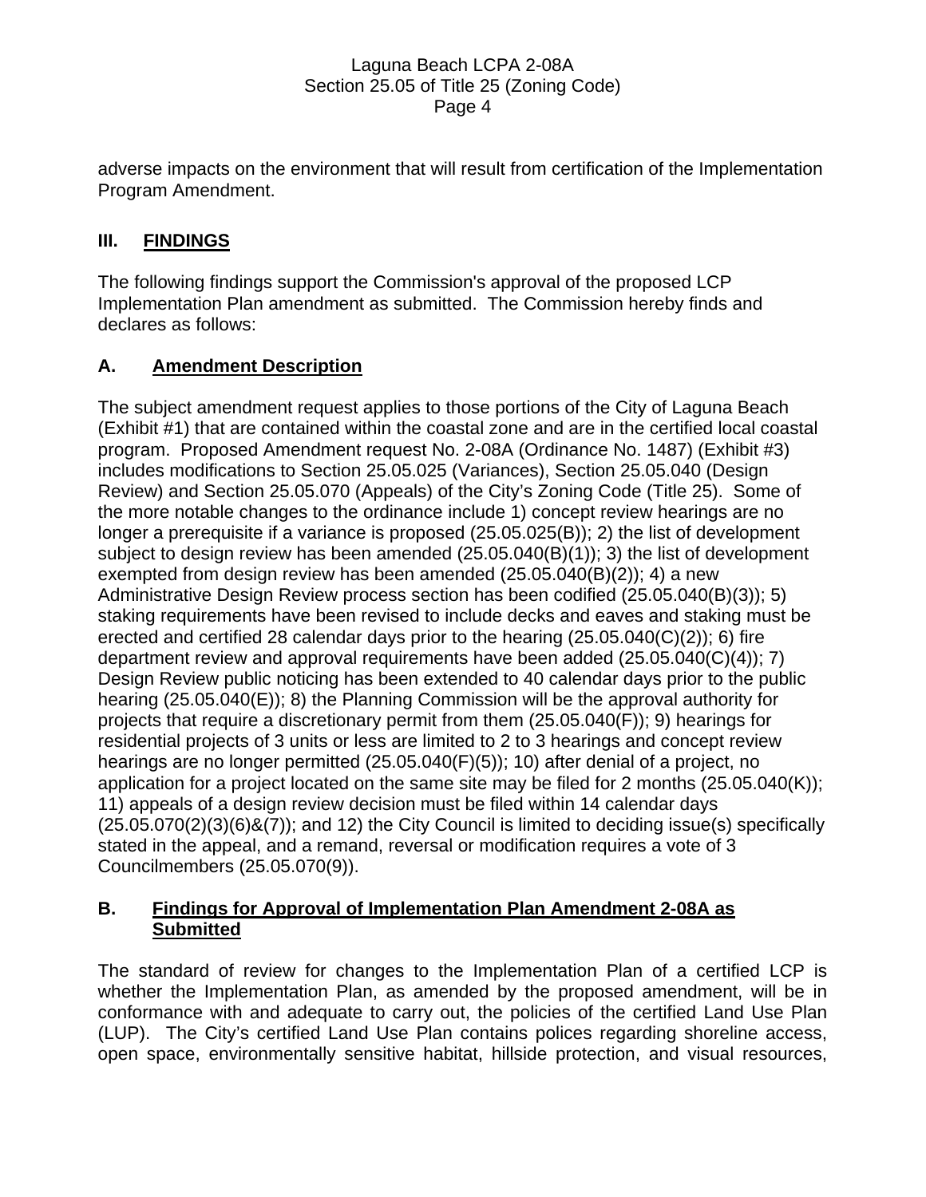adverse impacts on the environment that will result from certification of the Implementation Program Amendment.

## III. FINDINGS

The following findings support the Commission's approval of the proposed LCP Implementation Plan amendment as submitted. The Commission hereby finds and declares as follows:

### A. Amendment Description

The subject amendment request applies to those portions of the City of Laguna Beach (Exhibit #1) that are contained within the coastal zone and are in the certified local coastal program. Proposed Amendment request No. 2-08A (Ordinance No. 1487) (Exhibit #3) includes modifications to Section 25.05.025 (Variances), Section 25.05.040 (Design Review) and Section 25.05.070 (Appeals) of the City's Zoning Code (Title 25). Some of the more notable changes to the ordinance include 1) concept review hearings are no longer a prerequisite if a variance is proposed (25.05.025(B)); 2) the list of development subject to design review has been amended (25.05.040(B)(1)); 3) the list of development exempted from design review has been amended (25.05.040(B)(2)); 4) a new Administrative Design Review process section has been codified (25.05.040(B)(3)); 5) staking requirements have been revised to include decks and eaves and staking must be erected and certified 28 calendar days prior to the hearing (25.05.040(C)(2)); 6) fire department review and approval requirements have been added (25.05.040(C)(4)); 7) Design Review public noticing has been extended to 40 calendar days prior to the public hearing (25.05.040(E)); 8) the Planning Commission will be the approval authority for projects that require a discretionary permit from them (25.05.040(F)); 9) hearings for residential projects of 3 units or less are limited to 2 to 3 hearings and concept review hearings are no longer permitted (25.05.040(F)(5)); 10) after denial of a project, no application for a project located on the same site may be filed for 2 months (25.05.040(K)); 11) appeals of a design review decision must be filed within 14 calendar days (25.05.070(2)(3)(6)&(7)); and 12) the City Council is limited to deciding issue(s) specifically stated in the appeal, and a remand, reversal or modification requires a vote of 3 Councilmembers (25.05.070(9)).

### B. Findings for Approval of Implementation Plan Amendment 2-08A as Submitted

The standard of review for changes to the Implementation Plan of a certified LCP is whether the Implementation Plan, as amended by the proposed amendment, will be in conformance with and adequate to carry out, the policies of the certified Land Use Plan (LUP). The City's certified Land Use Plan contains polices regarding shoreline access, open space, environmentally sensitive habitat, hillside protection, and visual resources,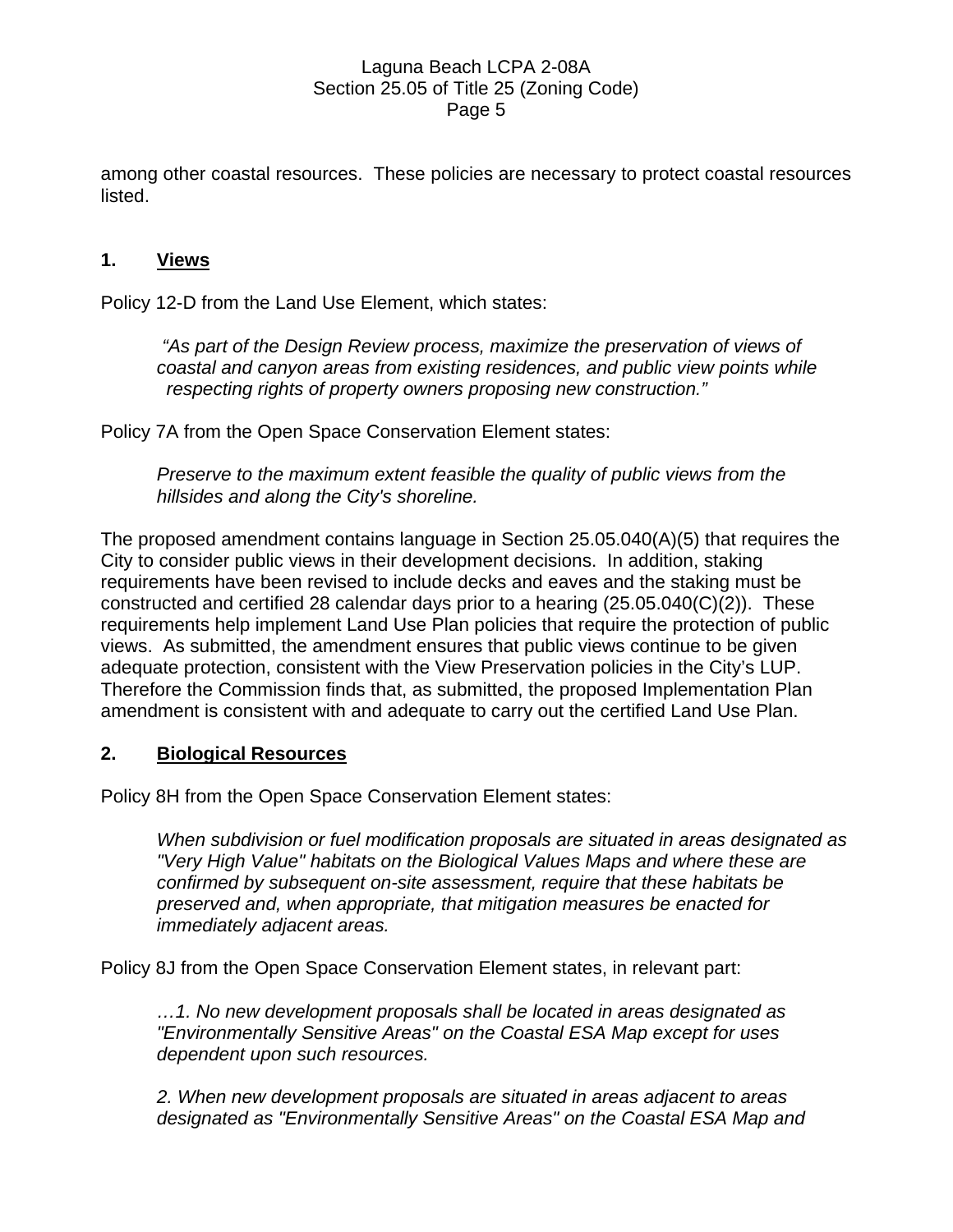among other coastal resources. These policies are necessary to protect coastal resources listed.

### 1. Views

Policy 12-D from the Land Use Element, which states:

> *"As part of the Design Review process, maximize the preservation of views of coastal and canyon areas from existing residences, and public view points while respecting rights of property owners proposing new construction."*

Policy 7A from the Open Space Conservation Element states:

> *Preserve to the maximum extent feasible the quality of public views from the hillsides and along the City's shoreline.*

The proposed amendment contains language in Section 25.05.040(A)(5) that requires the City to consider public views in their development decisions. In addition, staking requirements have been revised to include decks and eaves and the staking must be constructed and certified 28 calendar days prior to a hearing (25.05.040(C)(2)). These requirements help implement Land Use Plan policies that require the protection of public views. As submitted, the amendment ensures that public views continue to be given adequate protection, consistent with the View Preservation policies in the City's LUP. Therefore the Commission finds that, as submitted, the proposed Implementation Plan amendment is consistent with and adequate to carry out the certified Land Use Plan.

### 2. Biological Resources

Policy 8H from the Open Space Conservation Element states:

> *When subdivision or fuel modification proposals are situated in areas designated as "Very High Value" habitats on the Biological Values Maps and where these are confirmed by subsequent on-site assessment, require that these habitats be preserved and, when appropriate, that mitigation measures be enacted for immediately adjacent areas.*

Policy 8J from the Open Space Conservation Element states, in relevant part:

> *…1. No new development proposals shall be located in areas designated as "Environmentally Sensitive Areas" on the Coastal ESA Map except for uses dependent upon such resources.*
>
> *2. When new development proposals are situated in areas adjacent to areas designated as "Environmentally Sensitive Areas" on the Coastal ESA Map and*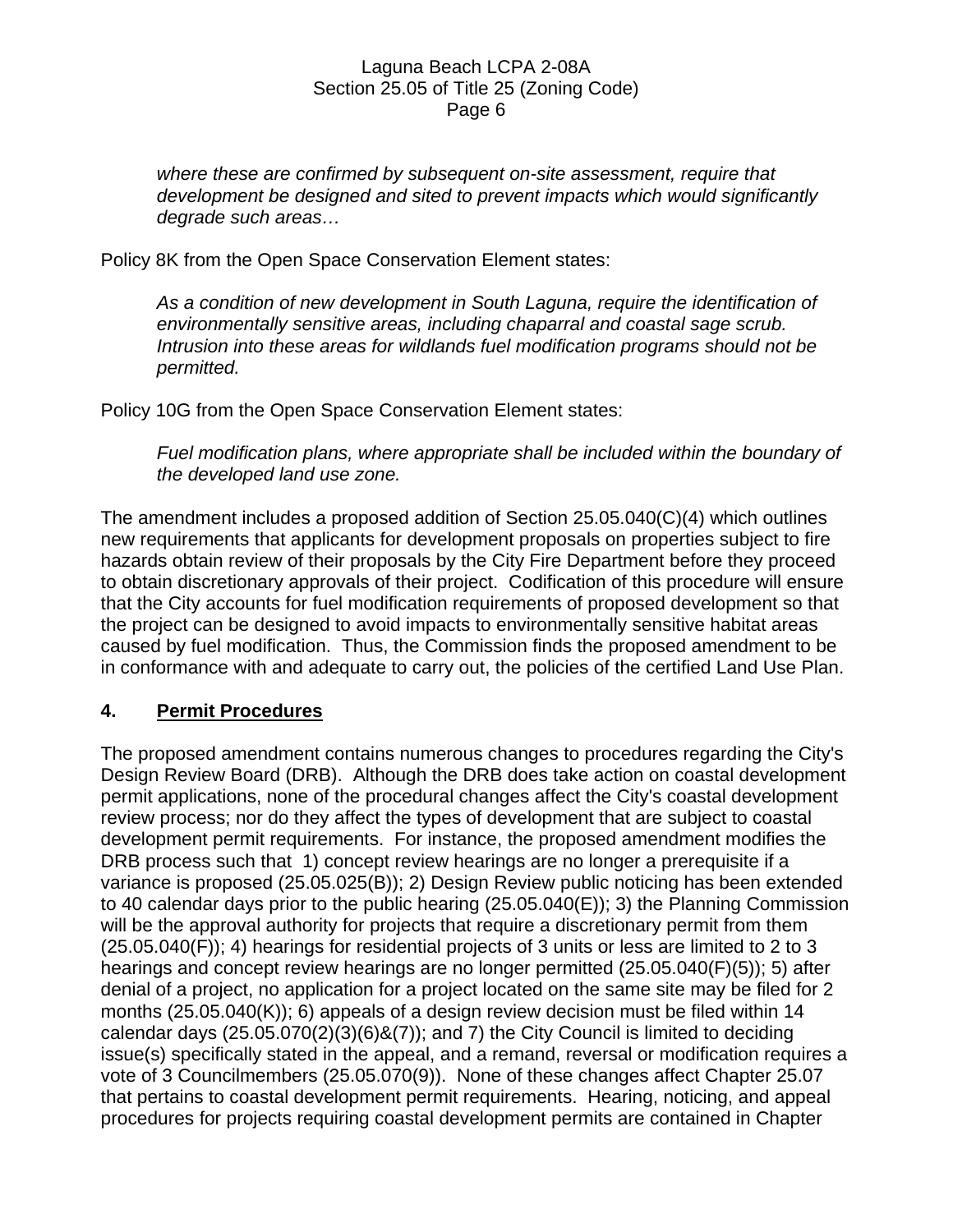*where these are confirmed by subsequent on-site assessment, require that development be designed and sited to prevent impacts which would significantly degrade such areas…*

Policy 8K from the Open Space Conservation Element states:

*As a condition of new development in South Laguna, require the identification of environmentally sensitive areas, including chaparral and coastal sage scrub. Intrusion into these areas for wildlands fuel modification programs should not be permitted.*

Policy 10G from the Open Space Conservation Element states:

*Fuel modification plans, where appropriate shall be included within the boundary of the developed land use zone.*

The amendment includes a proposed addition of Section 25.05.040(C)(4) which outlines new requirements that applicants for development proposals on properties subject to fire hazards obtain review of their proposals by the City Fire Department before they proceed to obtain discretionary approvals of their project. Codification of this procedure will ensure that the City accounts for fuel modification requirements of proposed development so that the project can be designed to avoid impacts to environmentally sensitive habitat areas caused by fuel modification. Thus, the Commission finds the proposed amendment to be in conformance with and adequate to carry out, the policies of the certified Land Use Plan.

## 4. Permit Procedures

The proposed amendment contains numerous changes to procedures regarding the City's Design Review Board (DRB). Although the DRB does take action on coastal development permit applications, none of the procedural changes affect the City's coastal development review process; nor do they affect the types of development that are subject to coastal development permit requirements. For instance, the proposed amendment modifies the DRB process such that 1) concept review hearings are no longer a prerequisite if a variance is proposed (25.05.025(B)); 2) Design Review public noticing has been extended to 40 calendar days prior to the public hearing (25.05.040(E)); 3) the Planning Commission will be the approval authority for projects that require a discretionary permit from them (25.05.040(F)); 4) hearings for residential projects of 3 units or less are limited to 2 to 3 hearings and concept review hearings are no longer permitted (25.05.040(F)(5)); 5) after denial of a project, no application for a project located on the same site may be filed for 2 months (25.05.040(K)); 6) appeals of a design review decision must be filed within 14 calendar days (25.05.070(2)(3)(6)&(7)); and 7) the City Council is limited to deciding issue(s) specifically stated in the appeal, and a remand, reversal or modification requires a vote of 3 Councilmembers (25.05.070(9)). None of these changes affect Chapter 25.07 that pertains to coastal development permit requirements. Hearing, noticing, and appeal procedures for projects requiring coastal development permits are contained in Chapter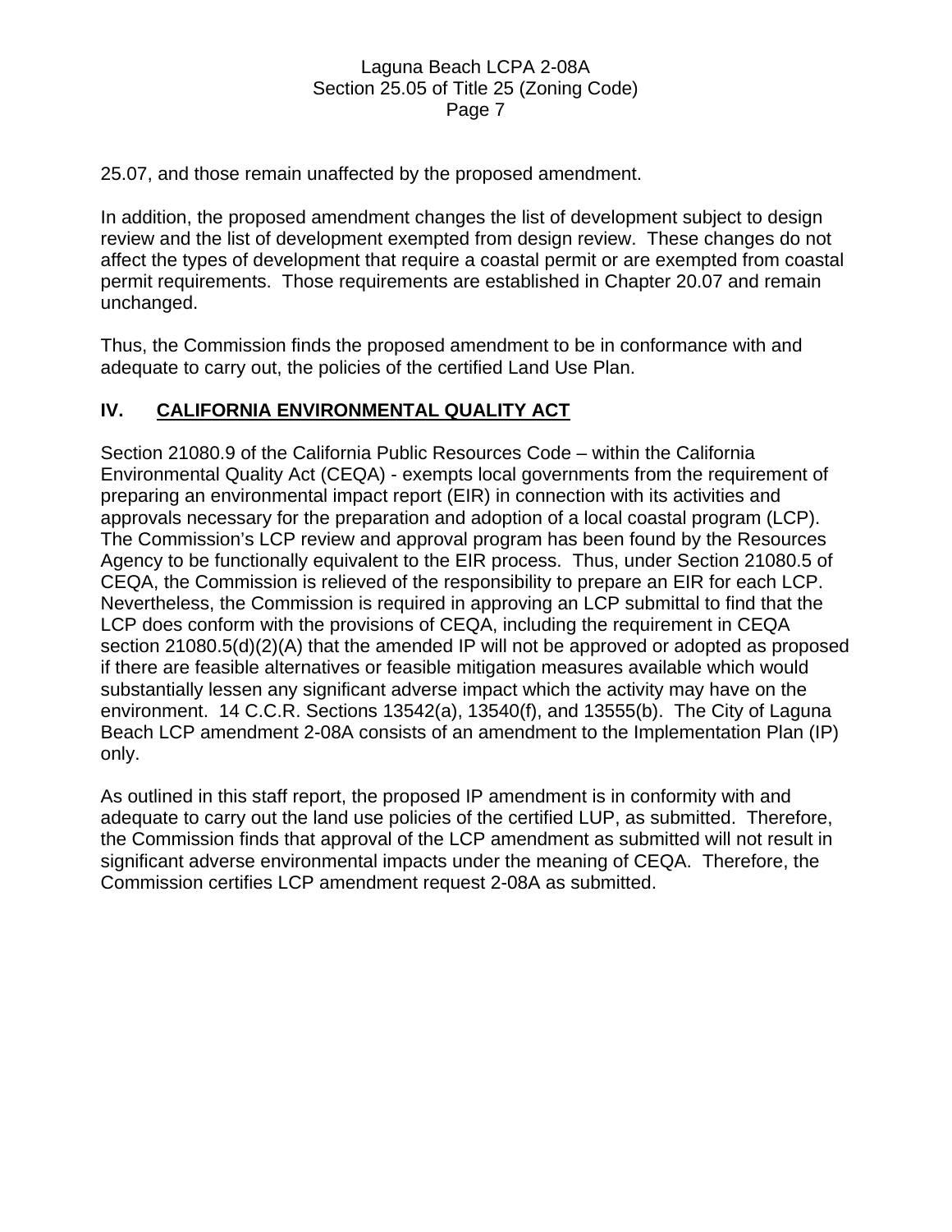25.07, and those remain unaffected by the proposed amendment.

In addition, the proposed amendment changes the list of development subject to design review and the list of development exempted from design review. These changes do not affect the types of development that require a coastal permit or are exempted from coastal permit requirements. Those requirements are established in Chapter 20.07 and remain unchanged.

Thus, the Commission finds the proposed amendment to be in conformance with and adequate to carry out, the policies of the certified Land Use Plan.

## IV. CALIFORNIA ENVIRONMENTAL QUALITY ACT

Section 21080.9 of the California Public Resources Code – within the California Environmental Quality Act (CEQA) - exempts local governments from the requirement of preparing an environmental impact report (EIR) in connection with its activities and approvals necessary for the preparation and adoption of a local coastal program (LCP). The Commission's LCP review and approval program has been found by the Resources Agency to be functionally equivalent to the EIR process. Thus, under Section 21080.5 of CEQA, the Commission is relieved of the responsibility to prepare an EIR for each LCP. Nevertheless, the Commission is required in approving an LCP submittal to find that the LCP does conform with the provisions of CEQA, including the requirement in CEQA section 21080.5(d)(2)(A) that the amended IP will not be approved or adopted as proposed if there are feasible alternatives or feasible mitigation measures available which would substantially lessen any significant adverse impact which the activity may have on the environment. 14 C.C.R. Sections 13542(a), 13540(f), and 13555(b). The City of Laguna Beach LCP amendment 2-08A consists of an amendment to the Implementation Plan (IP) only.

As outlined in this staff report, the proposed IP amendment is in conformity with and adequate to carry out the land use policies of the certified LUP, as submitted. Therefore, the Commission finds that approval of the LCP amendment as submitted will not result in significant adverse environmental impacts under the meaning of CEQA. Therefore, the Commission certifies LCP amendment request 2-08A as submitted.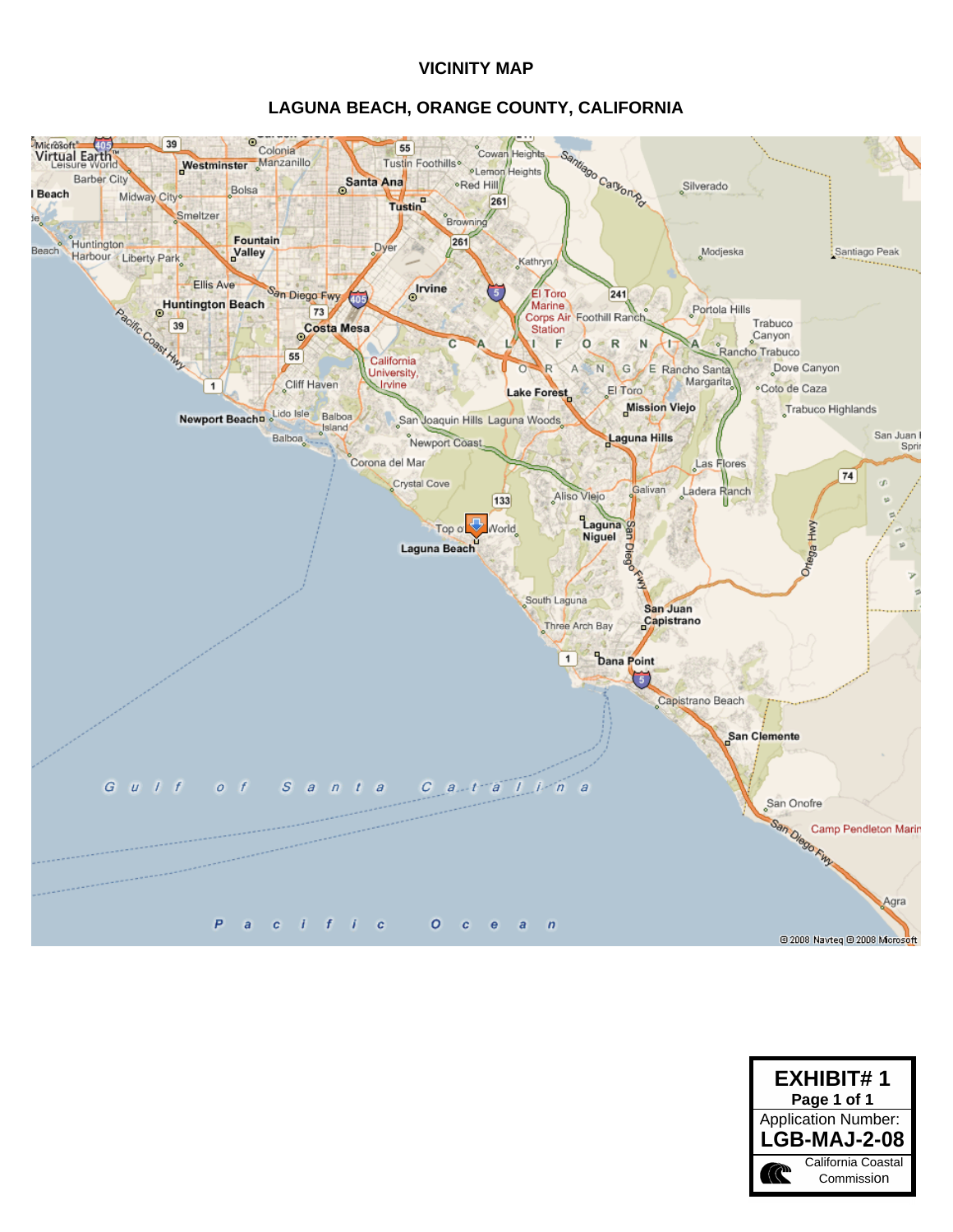# VICINITY MAP

## LAGUNA BEACH, ORANGE COUNTY, CALIFORNIA

**EXHIBIT# 1**
**Page 1 of 1**
Application Number:
**LGB-MAJ-2-08**
California Coastal Commission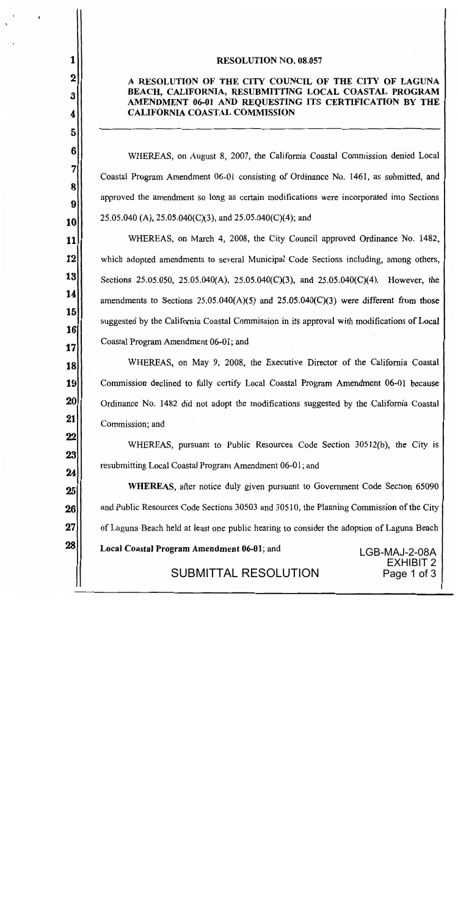**RESOLUTION NO. 08.057**

**A RESOLUTION OF THE CITY COUNCIL OF THE CITY OF LAGUNA BEACH, CALIFORNIA, RESUBMITTING LOCAL COASTAL PROGRAM AMENDMENT 06-01 AND REQUESTING ITS CERTIFICATION BY THE CALIFORNIA COASTAL COMMISSION**

---

WHEREAS, on August 8, 2007, the California Coastal Commission denied Local Coastal Program Amendment 06-01 consisting of Ordinance No. 1461, as submitted, and approved the amendment so long as certain modifications were incorporated into Sections 25.05.040 (A), 25.05.040(C)(3), and 25.05.040(C)(4); and

WHEREAS, on March 4, 2008, the City Council approved Ordinance No. 1482, which adopted amendments to several Municipal Code Sections including, among others, Sections 25.05.050, 25.05.040(A), 25.05.040(C)(3), and 25.05.040(C)(4). However, the amendments to Sections 25.05.040(A)(5) and 25.05.040(C)(3) were different from those suggested by the California Coastal Commission in its approval with modifications of Local Coastal Program Amendment 06-01; and

WHEREAS, on May 9, 2008, the Executive Director of the California Coastal Commission declined to fully certify Local Coastal Program Amendment 06-01 because Ordinance No. 1482 did not adopt the modifications suggested by the California Coastal Commission; and

WHEREAS, pursuant to Public Resources Code Section 30512(b), the City is resubmitting Local Coastal Program Amendment 06-01; and

**WHEREAS**, after notice duly given pursuant to Government Code Section 65090 and Public Resources Code Sections 30503 and 30510, the Planning Commission of the City of Laguna Beach held at least one public hearing to consider the adoption of Laguna Beach **Local Coastal Program Amendment 06-01**; and

LGB-MAJ-2-08A
EXHIBIT 2
SUBMITTAL RESOLUTION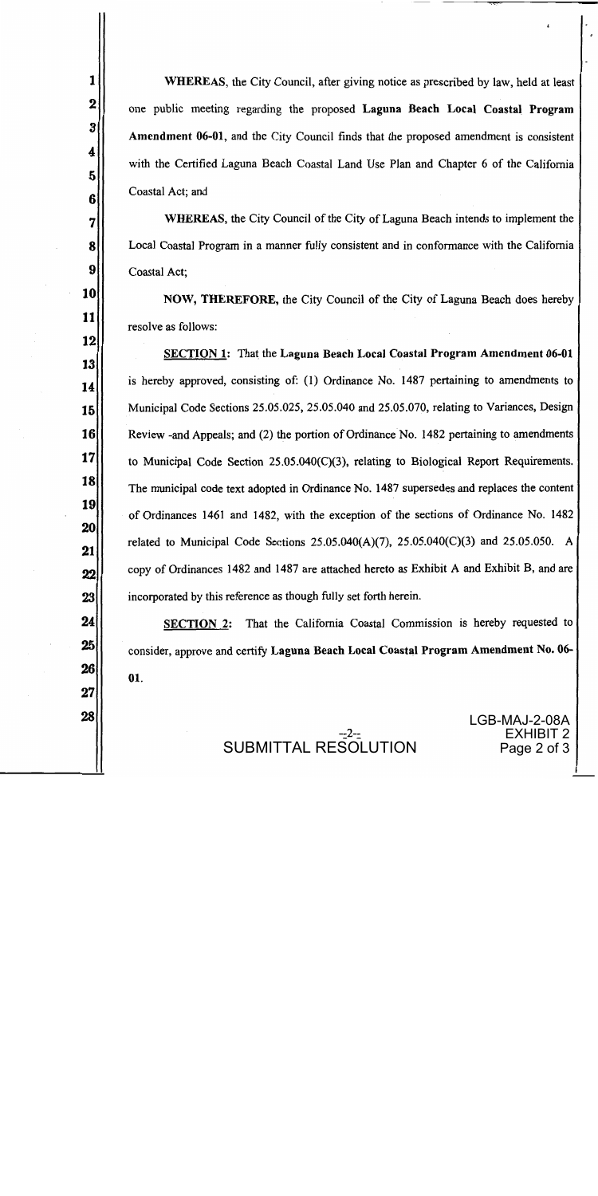**WHEREAS**, the City Council, after giving notice as prescribed by law, held at least one public meeting regarding the proposed **Laguna Beach Local Coastal Program Amendment 06-01**, and the City Council finds that the proposed amendment is consistent with the Certified Laguna Beach Coastal Land Use Plan and Chapter 6 of the California Coastal Act; and

**WHEREAS**, the City Council of the City of Laguna Beach intends to implement the Local Coastal Program in a manner fully consistent and in conformance with the California Coastal Act;

**NOW, THEREFORE,** the City Council of the City of Laguna Beach does hereby resolve as follows:

**SECTION 1:** That the **Laguna Beach Local Coastal Program Amendment 06-01** is hereby approved, consisting of: (1) Ordinance No. 1487 pertaining to amendments to Municipal Code Sections 25.05.025, 25.05.040 and 25.05.070, relating to Variances, Design Review -and Appeals; and (2) the portion of Ordinance No. 1482 pertaining to amendments to Municipal Code Section 25.05.040(C)(3), relating to Biological Report Requirements. The municipal code text adopted in Ordinance No. 1487 supersedes and replaces the content of Ordinances 1461 and 1482, with the exception of the sections of Ordinance No. 1482 related to Municipal Code Sections 25.05.040(A)(7), 25.05.040(C)(3) and 25.05.050. A copy of Ordinances 1482 and 1487 are attached hereto as Exhibit A and Exhibit B, and are incorporated by this reference as though fully set forth herein.

**SECTION 2:** That the California Coastal Commission is hereby requested to consider, approve and certify **Laguna Beach Local Coastal Program Amendment No. 06-01**.

SUBMITTAL RESOLUTION

LGB-MAJ-2-08A
EXHIBIT 2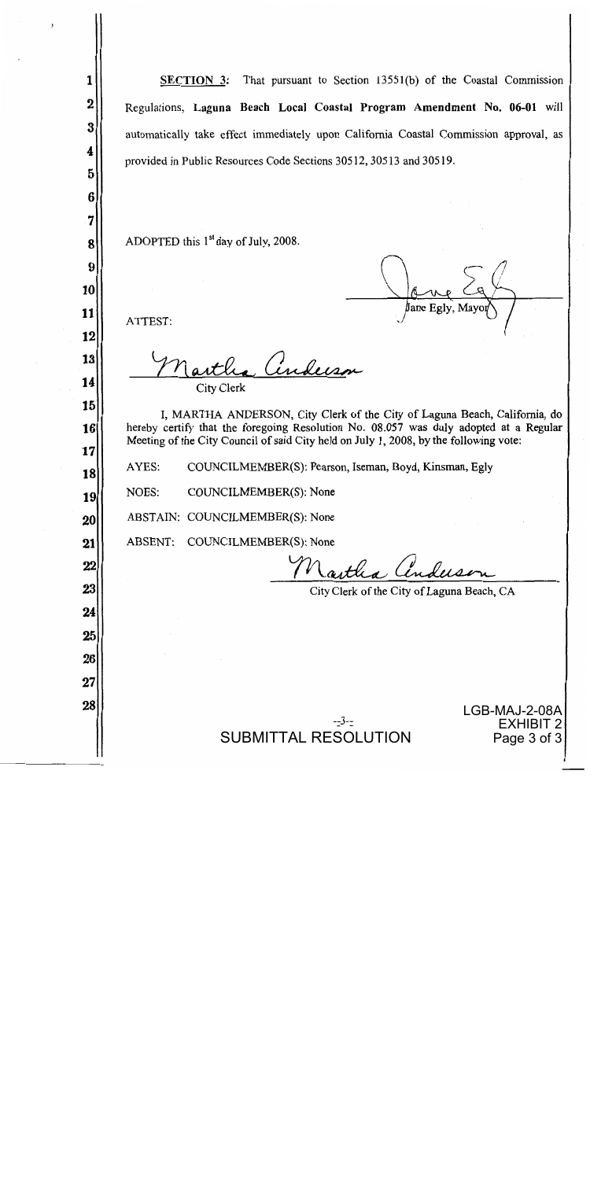**SECTION 3:** That pursuant to Section 13551(b) of the Coastal Commission Regulations, **Laguna Beach Local Coastal Program Amendment No. 06-01** will automatically take effect immediately upon California Coastal Commission approval, as provided in Public Resources Code Sections 30512, 30513 and 30519.

ADOPTED this 1st day of July, 2008.

Jane Egly, Mayor

ATTEST:

City Clerk

I, MARTHA ANDERSON, City Clerk of the City of Laguna Beach, California, do hereby certify that the foregoing Resolution No. 08.057 was duly adopted at a Regular Meeting of the City Council of said City held on July 1, 2008, by the following vote:

AYES: COUNCILMEMBER(S): Pearson, Iseman, Boyd, Kinsman, Egly

NOES: COUNCILMEMBER(S): None

ABSTAIN: COUNCILMEMBER(S): None

ABSENT: COUNCILMEMBER(S): None

City Clerk of the City of Laguna Beach, CA

SUBMITTAL RESOLUTION

LGB-MAJ-2-08A
EXHIBIT 2
Page 3 of 3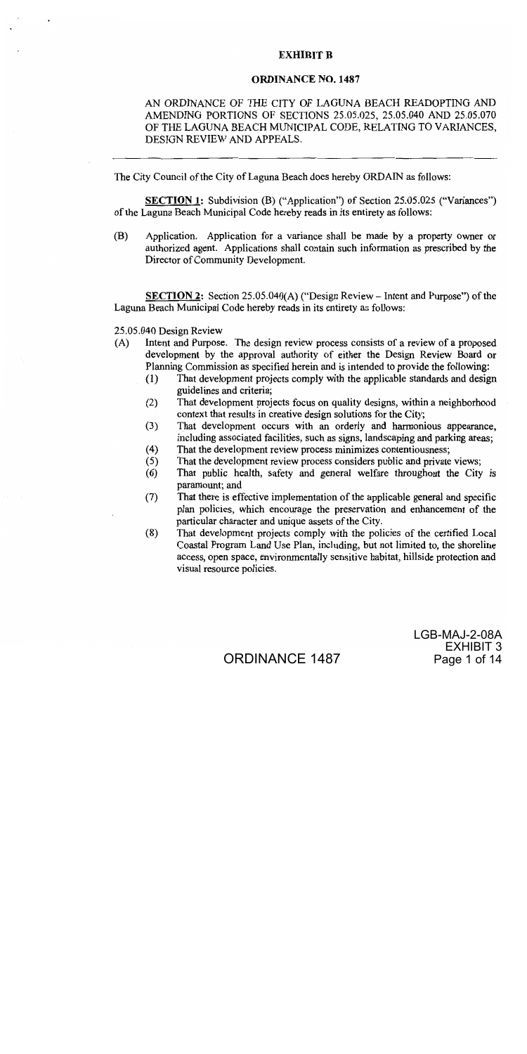**EXHIBIT B**

**ORDINANCE NO. 1487**

AN ORDINANCE OF THE CITY OF LAGUNA BEACH READOPTING AND AMENDING PORTIONS OF SECTIONS 25.05.025, 25.05.040 AND 25.05.070 OF THE LAGUNA BEACH MUNICIPAL CODE, RELATING TO VARIANCES, DESIGN REVIEW AND APPEALS.

---

The City Council of the City of Laguna Beach does hereby ORDAIN as follows:

**SECTION 1:** Subdivision (B) ("Application") of Section 25.05.025 ("Variances") of the Laguna Beach Municipal Code hereby reads in its entirety as follows:

(B) Application. Application for a variance shall be made by a property owner or authorized agent. Applications shall contain such information as prescribed by the Director of Community Development.

**SECTION 2:** Section 25.05.040(A) ("Design Review – Intent and Purpose") of the Laguna Beach Municipal Code hereby reads in its entirety as follows:

25.05.040 Design Review

(A) Intent and Purpose. The design review process consists of a review of a proposed development by the approval authority of either the Design Review Board or Planning Commission as specified herein and is intended to provide the following:

(1) That development projects comply with the applicable standards and design guidelines and criteria;

(2) That development projects focus on quality designs, within a neighborhood context that results in creative design solutions for the City;

(3) That development occurs with an orderly and harmonious appearance, including associated facilities, such as signs, landscaping and parking areas;

(4) That the development review process minimizes contentiousness;

(5) That the development review process considers public and private views;

(6) That public health, safety and general welfare throughout the City is paramount; and

(7) That there is effective implementation of the applicable general and specific plan policies, which encourage the preservation and enhancement of the particular character and unique assets of the City.

(8) That development projects comply with the policies of the certified Local Coastal Program Land Use Plan, including, but not limited to, the shoreline access, open space, environmentally sensitive habitat, hillside protection and visual resource policies.

ORDINANCE 1487

LGB-MAJ-2-08A
EXHIBIT 3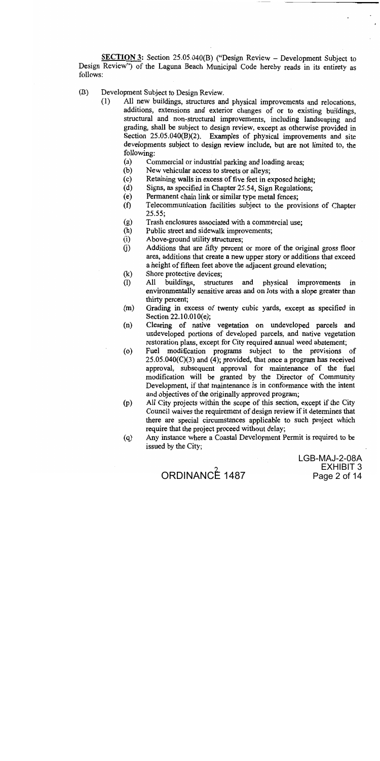**SECTION 3:** Section 25.05.040(B) ("Design Review – Development Subject to Design Review") of the Laguna Beach Municipal Code hereby reads in its entirety as follows:

(B) Development Subject to Design Review.

(1) All new buildings, structures and physical improvements and relocations, additions, extensions and exterior changes of or to existing buildings, structural and non-structural improvements, including landscaping and grading, shall be subject to design review, except as otherwise provided in Section 25.05.040(B)(2). Examples of physical improvements and site developments subject to design review include, but are not limited to, the following:

(a) Commercial or industrial parking and loading areas;

(b) New vehicular access to streets or alleys;

(c) Retaining walls in excess of five feet in exposed height;

(d) Signs, as specified in Chapter 25.54, Sign Regulations;

(e) Permanent chain link or similar type metal fences;

(f) Telecommunication facilities subject to the provisions of Chapter 25.55;

(g) Trash enclosures associated with a commercial use;

(h) Public street and sidewalk improvements;

(i) Above-ground utility structures;

(j) Additions that are fifty percent or more of the original gross floor area, additions that create a new upper story or additions that exceed a height of fifteen feet above the adjacent ground elevation;

(k) Shore protective devices;

(l) All buildings, structures and physical improvements in environmentally sensitive areas and on lots with a slope greater than thirty percent;

(m) Grading in excess of twenty cubic yards, except as specified in Section 22.10.010(e);

(n) Clearing of native vegetation on undeveloped parcels and undeveloped portions of developed parcels, and native vegetation restoration plans, except for City required annual weed abatement;

(o) Fuel modification programs subject to the provisions of 25.05.040(C)(3) and (4); provided, that once a program has received approval, subsequent approval for maintenance of the fuel modification will be granted by the Director of Community Development, if that maintenance is in conformance with the intent and objectives of the originally approved program;

(p) All City projects within the scope of this section, except if the City Council waives the requirement of design review if it determines that there are special circumstances applicable to such project which require that the project proceed without delay;

(q) Any instance where a Coastal Development Permit is required to be issued by the City;

ORDINANCE 1487

LGB-MAJ-2-08A
EXHIBIT 3
Page 2 of 14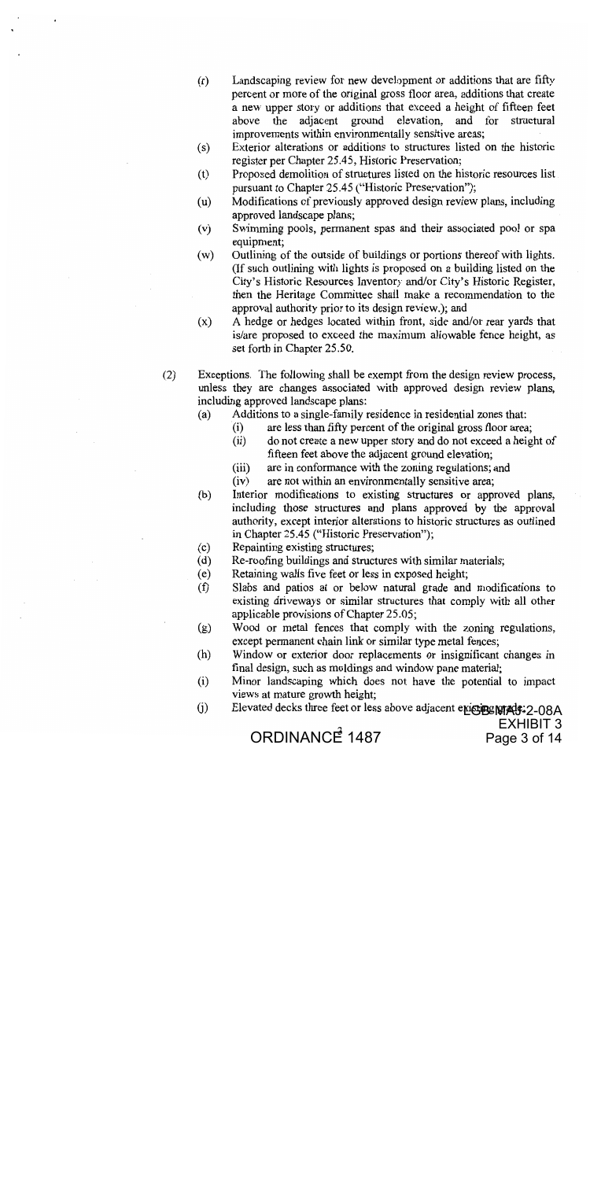(r) Landscaping review for new development or additions that are fifty percent or more of the original gross floor area, additions that create a new upper story or additions that exceed a height of fifteen feet above the adjacent ground elevation, and for structural improvements within environmentally sensitive areas;

(s) Exterior alterations or additions to structures listed on the historic register per Chapter 25.45, Historic Preservation;

(t) Proposed demolition of structures listed on the historic resources list pursuant to Chapter 25.45 ("Historic Preservation");

(u) Modifications of previously approved design review plans, including approved landscape plans;

(v) Swimming pools, permanent spas and their associated pool or spa equipment;

(w) Outlining of the outside of buildings or portions thereof with lights. (If such outlining with lights is proposed on a building listed on the City's Historic Resources Inventory and/or City's Historic Register, then the Heritage Committee shall make a recommendation to the approval authority prior to its design review.); and

(x) A hedge or hedges located within front, side and/or rear yards that is/are proposed to exceed the maximum allowable fence height, as set forth in Chapter 25.50.

(2) Exceptions. The following shall be exempt from the design review process, unless they are changes associated with approved design review plans, including approved landscape plans:

(a) Additions to a single-family residence in residential zones that:
   (i) are less than fifty percent of the original gross floor area;
   (ii) do not create a new upper story and do not exceed a height of fifteen feet above the adjacent ground elevation;
   (iii) are in conformance with the zoning regulations; and
   (iv) are not within an environmentally sensitive area;

(b) Interior modifications to existing structures or approved plans, including those structures and plans approved by the approval authority, except interior alterations to historic structures as outlined in Chapter 25.45 ("Historic Preservation");

(c) Repainting existing structures;

(d) Re-roofing buildings and structures with similar materials;

(e) Retaining walls five feet or less in exposed height;

(f) Slabs and patios at or below natural grade and modifications to existing driveways or similar structures that comply with all other applicable provisions of Chapter 25.05;

(g) Wood or metal fences that comply with the zoning regulations, except permanent chain link or similar type metal fences;

(h) Window or exterior door replacements or insignificant changes in final design, such as moldings and window pane material;

(i) Minor landscaping which does not have the potential to impact views at mature growth height;

(j) Elevated decks three feet or less above adjacent existing grade;

ORDINANCE 1487

LCP-MAJ-2-08A
EXHIBIT 3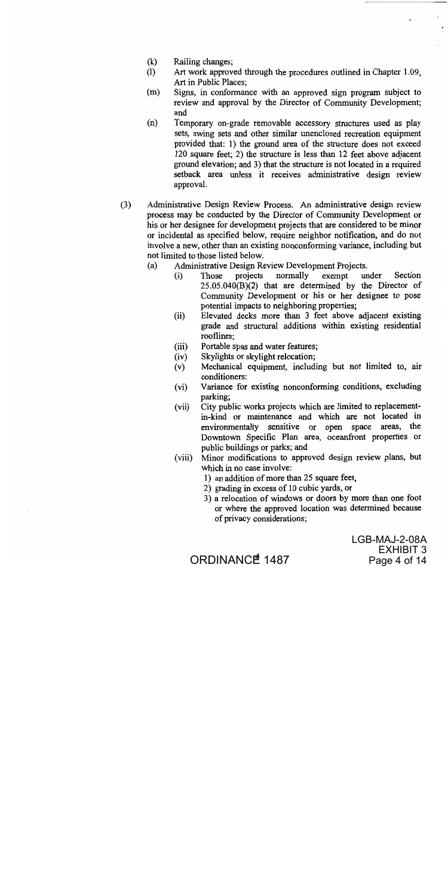- (k) Railing changes;
- (l) Art work approved through the procedures outlined in Chapter 1.09, Art in Public Places;
- (m) Signs, in conformance with an approved sign program subject to review and approval by the Director of Community Development; and
- (n) Temporary on-grade removable accessory structures used as play sets, swing sets and other similar unenclosed recreation equipment provided that: 1) the ground area of the structure does not exceed 120 square feet; 2) the structure is less than 12 feet above adjacent ground elevation; and 3) that the structure is not located in a required setback area unless it receives administrative design review approval.

(3) Administrative Design Review Process. An administrative design review process may be conducted by the Director of Community Development or his or her designee for development projects that are considered to be minor or incidental as specified below, require neighbor notification, and do not involve a new, other than an existing nonconforming variance, including but not limited to those listed below.

- (a) Administrative Design Review Development Projects.
  - (i) Those projects normally exempt under Section 25.05.040(B)(2) that are determined by the Director of Community Development or his or her designee to pose potential impacts to neighboring properties;
  - (ii) Elevated decks more than 3 feet above adjacent existing grade and structural additions within existing residential rooflines;
  - (iii) Portable spas and water features;
  - (iv) Skylights or skylight relocation;
  - (v) Mechanical equipment, including but not limited to, air conditioners:
  - (vi) Variance for existing nonconforming conditions, excluding parking;
  - (vii) City public works projects which are limited to replacement-in-kind or maintenance and which are not located in environmentally sensitive or open space areas, the Downtown Specific Plan area, oceanfront properties or public buildings or parks; and
  - (viii) Minor modifications to approved design review plans, but which in no case involve:
    1) an addition of more than 25 square feet,
    2) grading in excess of 10 cubic yards, or
    3) a relocation of windows or doors by more than one foot or where the approved location was determined because of privacy considerations;

ORDINANCE 1487

LGB-MAJ-2-08A
EXHIBIT 3
Page 4 of 14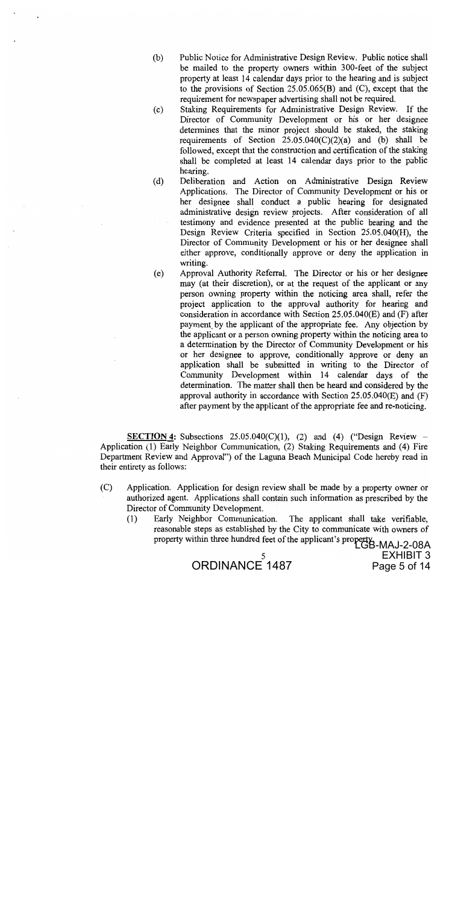(b) Public Notice for Administrative Design Review. Public notice shall be mailed to the property owners within 300-feet of the subject property at least 14 calendar days prior to the hearing and is subject to the provisions of Section 25.05.065(B) and (C), except that the requirement for newspaper advertising shall not be required.

(c) Staking Requirements for Administrative Design Review. If the Director of Community Development or his or her designee determines that the minor project should be staked, the staking requirements of Section 25.05.040(C)(2)(a) and (b) shall be followed, except that the construction and certification of the staking shall be completed at least 14 calendar days prior to the public hearing.

(d) Deliberation and Action on Administrative Design Review Applications. The Director of Community Development or his or her designee shall conduct a public hearing for designated administrative design review projects. After consideration of all testimony and evidence presented at the public hearing and the Design Review Criteria specified in Section 25.05.040(H), the Director of Community Development or his or her designee shall either approve, conditionally approve or deny the application in writing.

(e) Approval Authority Referral. The Director or his or her designee may (at their discretion), or at the request of the applicant or any person owning property within the noticing area shall, refer the project application to the approval authority for hearing and consideration in accordance with Section 25.05.040(E) and (F) after payment by the applicant of the appropriate fee. Any objection by the applicant or a person owning property within the noticing area to a determination by the Director of Community Development or his or her designee to approve, conditionally approve or deny an application shall be submitted in writing to the Director of Community Development within 14 calendar days of the determination. The matter shall then be heard and considered by the approval authority in accordance with Section 25.05.040(E) and (F) after payment by the applicant of the appropriate fee and re-noticing.

**SECTION 4:** Subsections 25.05.040(C)(1), (2) and (4) ("Design Review – Application (1) Early Neighbor Communication, (2) Staking Requirements and (4) Fire Department Review and Approval") of the Laguna Beach Municipal Code hereby read in their entirety as follows:

(C) Application. Application for design review shall be made by a property owner or authorized agent. Applications shall contain such information as prescribed by the Director of Community Development.

(1) Early Neighbor Communication. The applicant shall take verifiable, reasonable steps as established by the City to communicate with owners of property within three hundred feet of the applicant's property.

LGB-MAJ-2-08A
EXHIBIT 3
Page 5 of 14

ORDINANCE 1487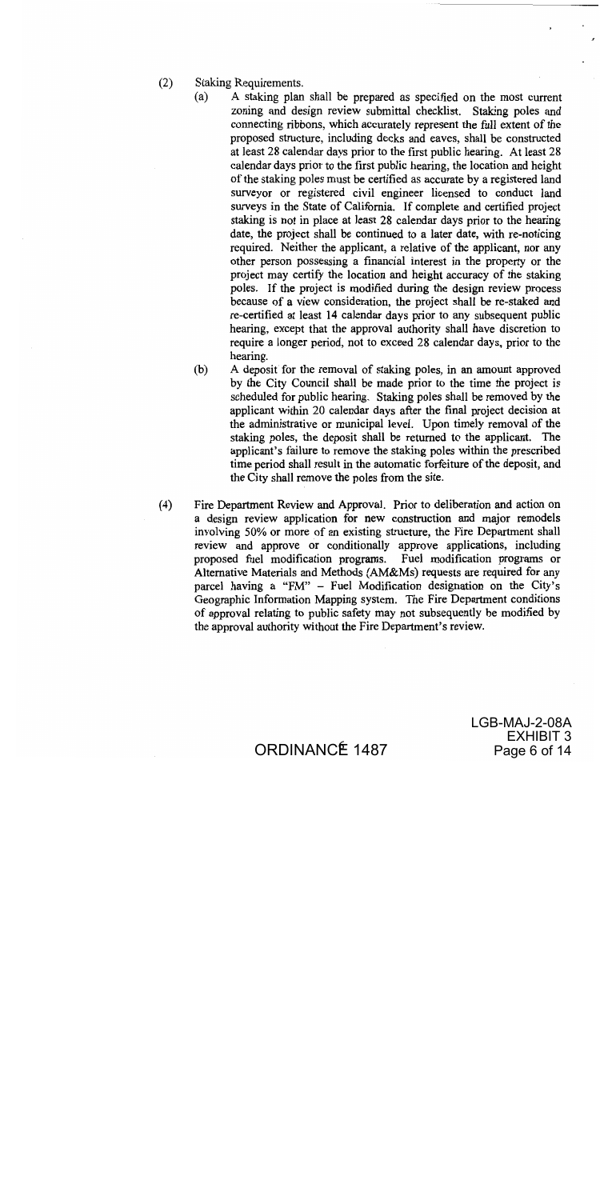(2) Staking Requirements.

(a) A staking plan shall be prepared as specified on the most current zoning and design review submittal checklist. Staking poles and connecting ribbons, which accurately represent the full extent of the proposed structure, including decks and eaves, shall be constructed at least 28 calendar days prior to the first public hearing. At least 28 calendar days prior to the first public hearing, the location and height of the staking poles must be certified as accurate by a registered land surveyor or registered civil engineer licensed to conduct land surveys in the State of California. If complete and certified project staking is not in place at least 28 calendar days prior to the hearing date, the project shall be continued to a later date, with re-noticing required. Neither the applicant, a relative of the applicant, nor any other person possessing a financial interest in the property or the project may certify the location and height accuracy of the staking poles. If the project is modified during the design review process because of a view consideration, the project shall be re-staked and re-certified at least 14 calendar days prior to any subsequent public hearing, except that the approval authority shall have discretion to require a longer period, not to exceed 28 calendar days, prior to the hearing.

(b) A deposit for the removal of staking poles, in an amount approved by the City Council shall be made prior to the time the project is scheduled for public hearing. Staking poles shall be removed by the applicant within 20 calendar days after the final project decision at the administrative or municipal level. Upon timely removal of the staking poles, the deposit shall be returned to the applicant. The applicant's failure to remove the staking poles within the prescribed time period shall result in the automatic forfeiture of the deposit, and the City shall remove the poles from the site.

(4) Fire Department Review and Approval. Prior to deliberation and action on a design review application for new construction and major remodels involving 50% or more of an existing structure, the Fire Department shall review and approve or conditionally approve applications, including proposed fuel modification programs. Fuel modification programs or Alternative Materials and Methods (AM&Ms) requests are required for any parcel having a "FM" – Fuel Modification designation on the City's Geographic Information Mapping system. The Fire Department conditions of approval relating to public safety may not subsequently be modified by the approval authority without the Fire Department's review.

ORDINANCE 1487

LGB-MAJ-2-08A
EXHIBIT 3
Page 6 of 14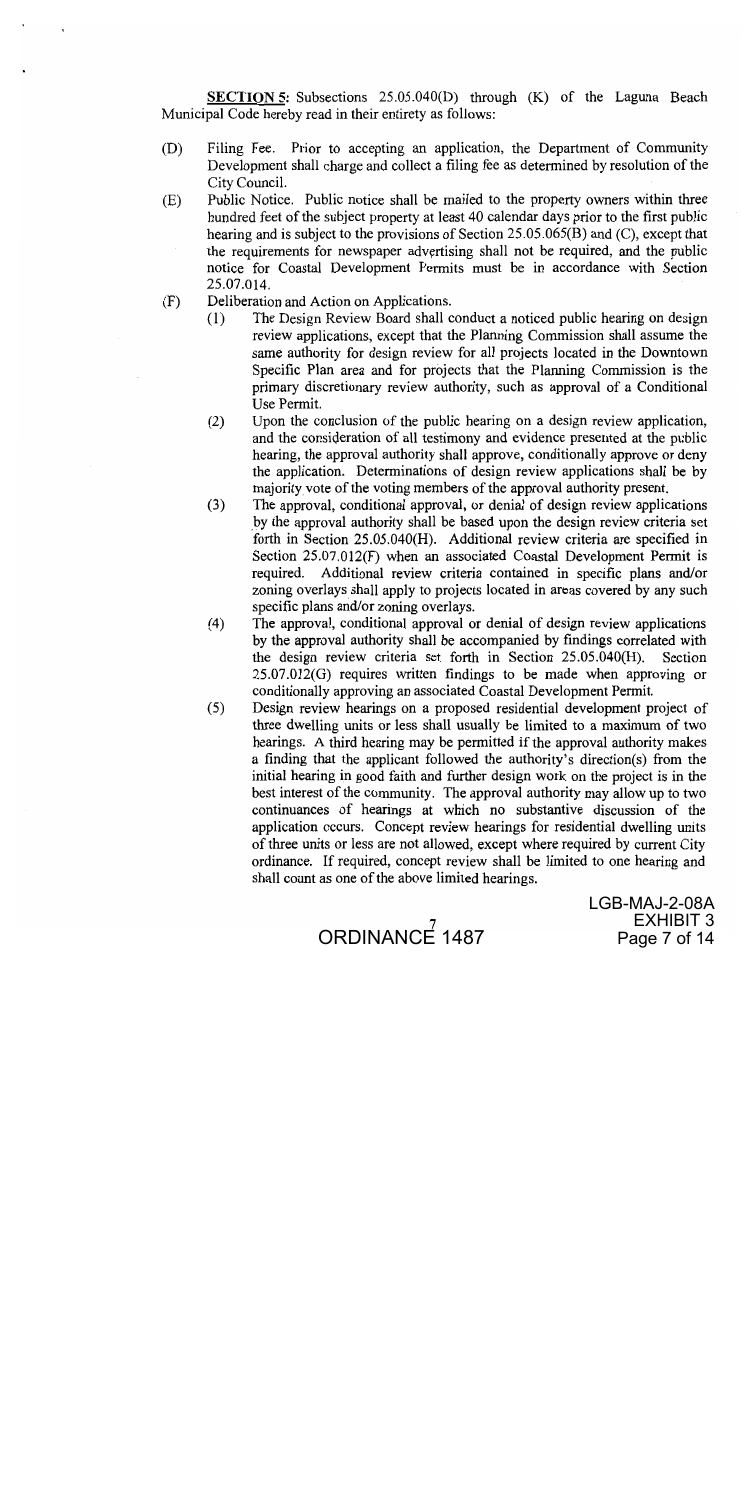**SECTION 5:** Subsections 25.05.040(D) through (K) of the Laguna Beach Municipal Code hereby read in their entirety as follows:

(D) Filing Fee. Prior to accepting an application, the Department of Community Development shall charge and collect a filing fee as determined by resolution of the City Council.

(E) Public Notice. Public notice shall be mailed to the property owners within three hundred feet of the subject property at least 40 calendar days prior to the first public hearing and is subject to the provisions of Section 25.05.065(B) and (C), except that the requirements for newspaper advertising shall not be required, and the public notice for Coastal Development Permits must be in accordance with Section 25.07.014.

(F) Deliberation and Action on Applications.

(1) The Design Review Board shall conduct a noticed public hearing on design review applications, except that the Planning Commission shall assume the same authority for design review for all projects located in the Downtown Specific Plan area and for projects that the Planning Commission is the primary discretionary review authority, such as approval of a Conditional Use Permit.

(2) Upon the conclusion of the public hearing on a design review application, and the consideration of all testimony and evidence presented at the public hearing, the approval authority shall approve, conditionally approve or deny the application. Determinations of design review applications shall be by majority vote of the voting members of the approval authority present.

(3) The approval, conditional approval, or denial of design review applications by the approval authority shall be based upon the design review criteria set forth in Section 25.05.040(H). Additional review criteria are specified in Section 25.07.012(F) when an associated Coastal Development Permit is required. Additional review criteria contained in specific plans and/or zoning overlays shall apply to projects located in areas covered by any such specific plans and/or zoning overlays.

(4) The approval, conditional approval or denial of design review applications by the approval authority shall be accompanied by findings correlated with the design review criteria set forth in Section 25.05.040(H). Section 25.07.012(G) requires written findings to be made when approving or conditionally approving an associated Coastal Development Permit.

(5) Design review hearings on a proposed residential development project of three dwelling units or less shall usually be limited to a maximum of two hearings. A third hearing may be permitted if the approval authority makes a finding that the applicant followed the authority's direction(s) from the initial hearing in good faith and further design work on the project is in the best interest of the community. The approval authority may allow up to two continuances of hearings at which no substantive discussion of the application occurs. Concept review hearings for residential dwelling units of three units or less are not allowed, except where required by current City ordinance. If required, concept review shall be limited to one hearing and shall count as one of the above limited hearings.

ORDINANCE 1487

LGB-MAJ-2-08A
EXHIBIT 3
Page 7 of 14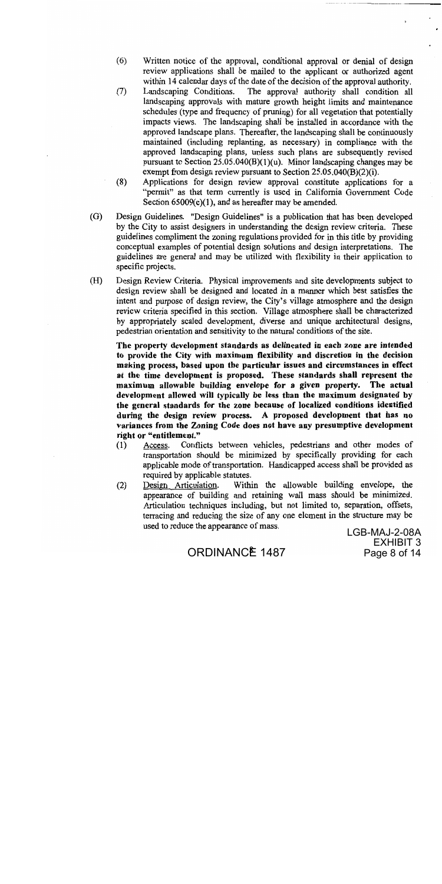(6) Written notice of the approval, conditional approval or denial of design review applications shall be mailed to the applicant or authorized agent within 14 calendar days of the date of the decision of the approval authority.

(7) Landscaping Conditions. The approval authority shall condition all landscaping approvals with mature growth height limits and maintenance schedules (type and frequency of pruning) for all vegetation that potentially impacts views. The landscaping shall be installed in accordance with the approved landscape plans. Thereafter, the landscaping shall be continuously maintained (including replanting, as necessary) in compliance with the approved landscaping plans, unless such plans are subsequently revised pursuant to Section 25.05.040(B)(1)(u). Minor landscaping changes may be exempt from design review pursuant to Section 25.05.040(B)(2)(i).

(8) Applications for design review approval constitute applications for a "permit" as that term currently is used in California Government Code Section 65009(c)(1), and as hereafter may be amended.

(G) Design Guidelines. "Design Guidelines" is a publication that has been developed by the City to assist designers in understanding the design review criteria. These guidelines compliment the zoning regulations provided for in this title by providing conceptual examples of potential design solutions and design interpretations. The guidelines are general and may be utilized with flexibility in their application to specific projects.

(H) Design Review Criteria. Physical improvements and site developments subject to design review shall be designed and located in a manner which best satisfies the intent and purpose of design review, the City's village atmosphere and the design review criteria specified in this section. Village atmosphere shall be characterized by appropriately scaled development, diverse and unique architectural designs, pedestrian orientation and sensitivity to the natural conditions of the site.

**The property development standards as delineated in each zone are intended to provide the City with maximum flexibility and discretion in the decision making process, based upon the particular issues and circumstances in effect at the time development is proposed. These standards shall represent the maximum allowable building envelope for a given property. The actual development allowed will typically be less than the maximum designated by the general standards for the zone because of localized conditions identified during the design review process. A proposed development that has no variances from the Zoning Code does not have any presumptive development right or "entitlement."**

(1) Access. Conflicts between vehicles, pedestrians and other modes of transportation should be minimized by specifically providing for each applicable mode of transportation. Handicapped access shall be provided as required by applicable statutes.

(2) Design Articulation. Within the allowable building envelope, the appearance of building and retaining wall mass should be minimized. Articulation techniques including, but not limited to, separation, offsets, terracing and reducing the size of any one element in the structure may be used to reduce the appearance of mass.

ORDINANCE 1487

LGB-MAJ-2-08A
EXHIBIT 3
Page 8 of 14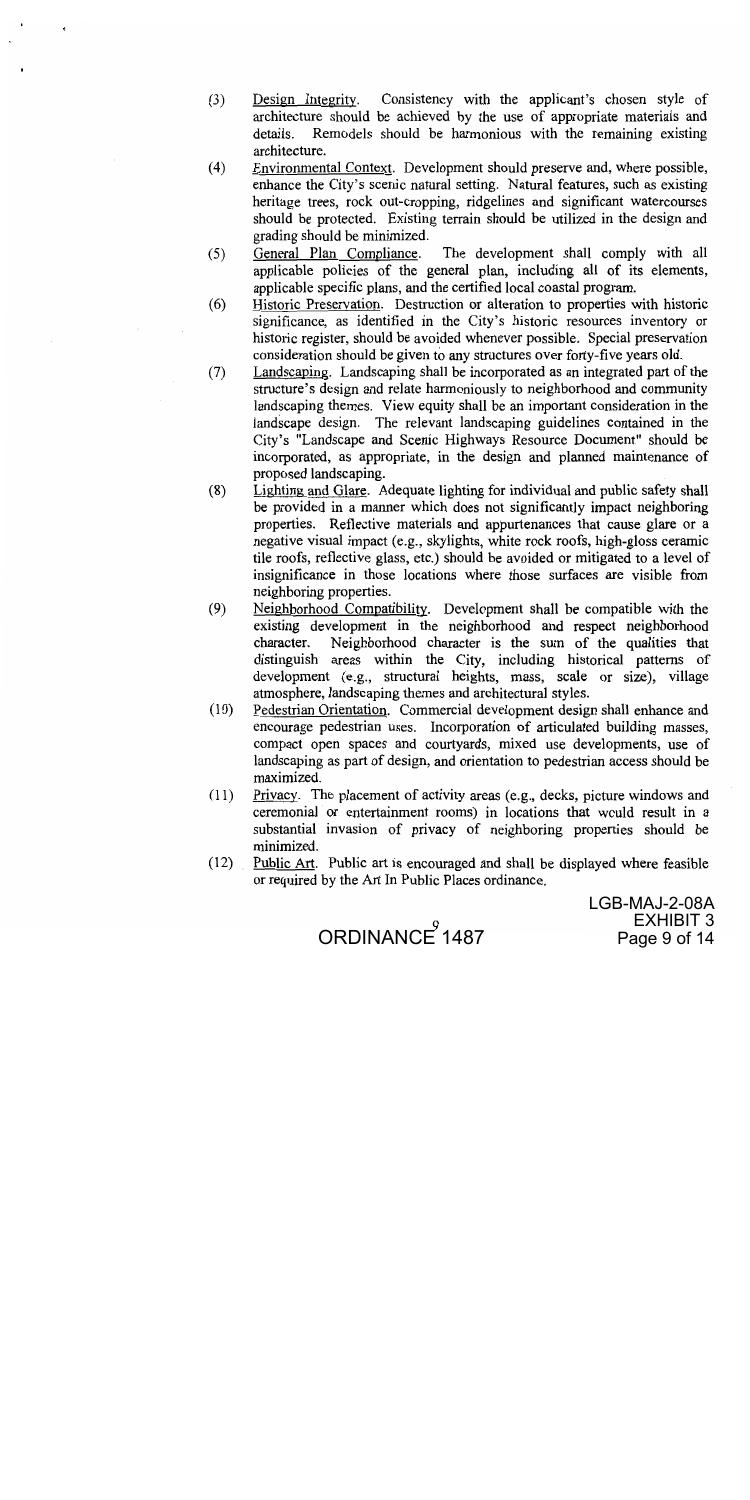(3) Design Integrity. Consistency with the applicant's chosen style of architecture should be achieved by the use of appropriate materials and details. Remodels should be harmonious with the remaining existing architecture.

(4) Environmental Context. Development should preserve and, where possible, enhance the City's scenic natural setting. Natural features, such as existing heritage trees, rock out-cropping, ridgelines and significant watercourses should be protected. Existing terrain should be utilized in the design and grading should be minimized.

(5) General Plan Compliance. The development shall comply with all applicable policies of the general plan, including all of its elements, applicable specific plans, and the certified local coastal program.

(6) Historic Preservation. Destruction or alteration to properties with historic significance, as identified in the City's historic resources inventory or historic register, should be avoided whenever possible. Special preservation consideration should be given to any structures over forty-five years old.

(7) Landscaping. Landscaping shall be incorporated as an integrated part of the structure's design and relate harmoniously to neighborhood and community landscaping themes. View equity shall be an important consideration in the landscape design. The relevant landscaping guidelines contained in the City's "Landscape and Scenic Highways Resource Document" should be incorporated, as appropriate, in the design and planned maintenance of proposed landscaping.

(8) Lighting and Glare. Adequate lighting for individual and public safety shall be provided in a manner which does not significantly impact neighboring properties. Reflective materials and appurtenances that cause glare or a negative visual impact (e.g., skylights, white rock roofs, high-gloss ceramic tile roofs, reflective glass, etc.) should be avoided or mitigated to a level of insignificance in those locations where those surfaces are visible from neighboring properties.

(9) Neighborhood Compatibility. Development shall be compatible with the existing development in the neighborhood and respect neighborhood character. Neighborhood character is the sum of the qualities that distinguish areas within the City, including historical patterns of development (e.g., structural heights, mass, scale or size), village atmosphere, landscaping themes and architectural styles.

(10) Pedestrian Orientation. Commercial development design shall enhance and encourage pedestrian uses. Incorporation of articulated building masses, compact open spaces and courtyards, mixed use developments, use of landscaping as part of design, and orientation to pedestrian access should be maximized.

(11) Privacy. The placement of activity areas (e.g., decks, picture windows and ceremonial or entertainment rooms) in locations that would result in a substantial invasion of privacy of neighboring properties should be minimized.

(12) Public Art. Public art is encouraged and shall be displayed where feasible or required by the Art In Public Places ordinance.

ORDINANCE 1487

LGB-MAJ-2-08A
EXHIBIT 3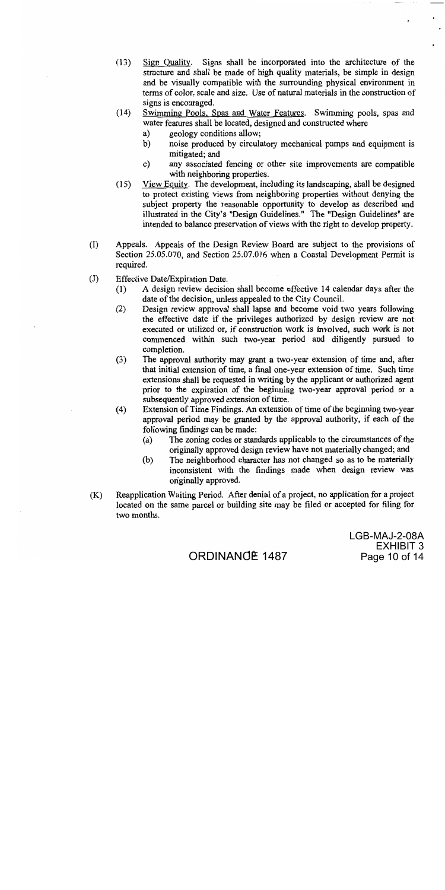(13) Sign Quality. Signs shall be incorporated into the architecture of the structure and shall be made of high quality materials, be simple in design and be visually compatible with the surrounding physical environment in terms of color, scale and size. Use of natural materials in the construction of signs is encouraged.

(14) Swimming Pools, Spas and Water Features. Swimming pools, spas and water features shall be located, designed and constructed where

- a) geology conditions allow;
- b) noise produced by circulatory mechanical pumps and equipment is mitigated; and
- c) any associated fencing or other site improvements are compatible with neighboring properties.

(15) View Equity. The development, including its landscaping, shall be designed to protect existing views from neighboring properties without denying the subject property the reasonable opportunity to develop as described and illustrated in the City's "Design Guidelines." The "Design Guidelines" are intended to balance preservation of views with the right to develop property.

(I) Appeals. Appeals of the Design Review Board are subject to the provisions of Section 25.05.070, and Section 25.07.016 when a Coastal Development Permit is required.

(J) Effective Date/Expiration Date.

(1) A design review decision shall become effective 14 calendar days after the date of the decision, unless appealed to the City Council.

(2) Design review approval shall lapse and become void two years following the effective date if the privileges authorized by design review are not executed or utilized or, if construction work is involved, such work is not commenced within such two-year period and diligently pursued to completion.

(3) The approval authority may grant a two-year extension of time and, after that initial extension of time, a final one-year extension of time. Such time extensions shall be requested in writing by the applicant or authorized agent prior to the expiration of the beginning two-year approval period or a subsequently approved extension of time.

(4) Extension of Time Findings. An extension of time of the beginning two-year approval period may be granted by the approval authority, if each of the following findings can be made:

- (a) The zoning codes or standards applicable to the circumstances of the originally approved design review have not materially changed; and
- (b) The neighborhood character has not changed so as to be materially inconsistent with the findings made when design review was originally approved.

(K) Reapplication Waiting Period. After denial of a project, no application for a project located on the same parcel or building site may be filed or accepted for filing for two months.

ORDINANCE 1487

LGB-MAJ-2-08A
EXHIBIT 3
Page 10 of 14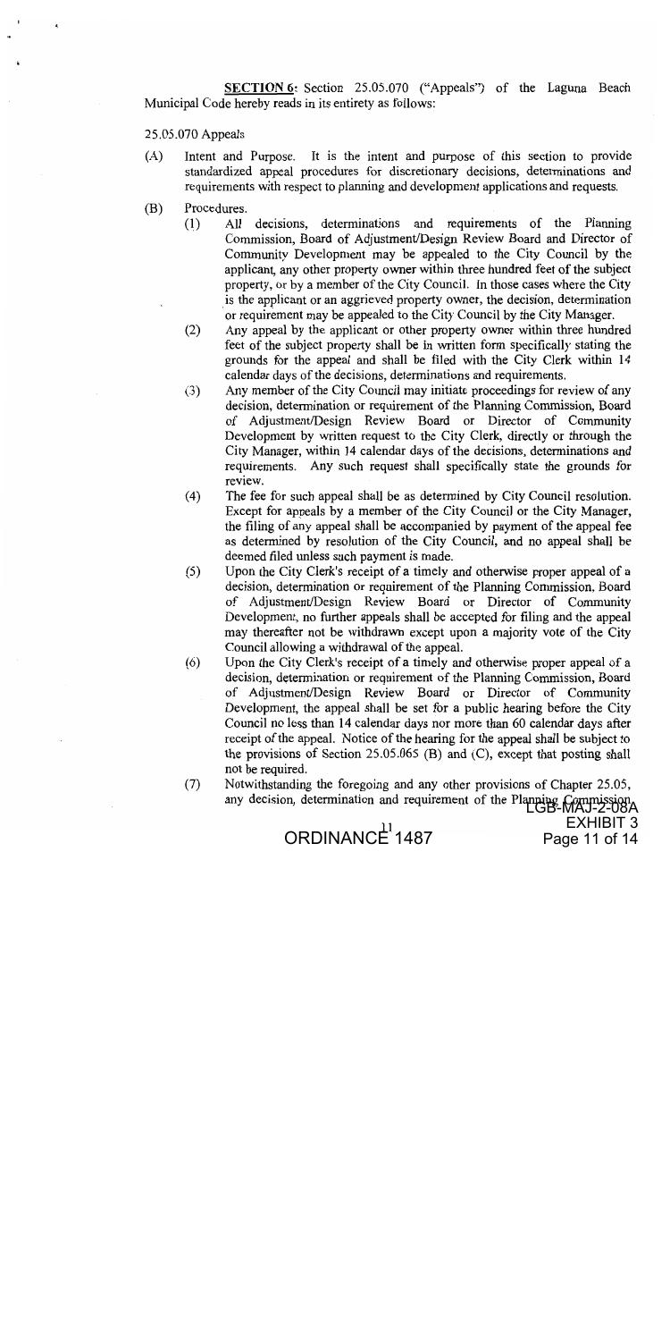**SECTION 6**: Section 25.05.070 ("Appeals") of the Laguna Beach Municipal Code hereby reads in its entirety as follows:

25.05.070 Appeals

(A) Intent and Purpose. It is the intent and purpose of this section to provide standardized appeal procedures for discretionary decisions, determinations and requirements with respect to planning and development applications and requests.

(B) Procedures.

(1) All decisions, determinations and requirements of the Planning Commission, Board of Adjustment/Design Review Board and Director of Community Development may be appealed to the City Council by the applicant, any other property owner within three hundred feet of the subject property, or by a member of the City Council. In those cases where the City is the applicant or an aggrieved property owner, the decision, determination or requirement may be appealed to the City Council by the City Manager.

(2) Any appeal by the applicant or other property owner within three hundred feet of the subject property shall be in written form specifically stating the grounds for the appeal and shall be filed with the City Clerk within 14 calendar days of the decisions, determinations and requirements.

(3) Any member of the City Council may initiate proceedings for review of any decision, determination or requirement of the Planning Commission, Board of Adjustment/Design Review Board or Director of Community Development by written request to the City Clerk, directly or through the City Manager, within 14 calendar days of the decisions, determinations and requirements. Any such request shall specifically state the grounds for review.

(4) The fee for such appeal shall be as determined by City Council resolution. Except for appeals by a member of the City Council or the City Manager, the filing of any appeal shall be accompanied by payment of the appeal fee as determined by resolution of the City Council, and no appeal shall be deemed filed unless such payment is made.

(5) Upon the City Clerk's receipt of a timely and otherwise proper appeal of a decision, determination or requirement of the Planning Commission, Board of Adjustment/Design Review Board or Director of Community Development, no further appeals shall be accepted for filing and the appeal may thereafter not be withdrawn except upon a majority vote of the City Council allowing a withdrawal of the appeal.

(6) Upon the City Clerk's receipt of a timely and otherwise proper appeal of a decision, determination or requirement of the Planning Commission, Board of Adjustment/Design Review Board or Director of Community Development, the appeal shall be set for a public hearing before the City Council no less than 14 calendar days nor more than 60 calendar days after receipt of the appeal. Notice of the hearing for the appeal shall be subject to the provisions of Section 25.05.065 (B) and (C), except that posting shall not be required.

(7) Notwithstanding the foregoing and any other provisions of Chapter 25.05, any decision, determination and requirement of the Planning Commission,

ORDINANCE 1487

LGB-MAJ-2-08A
EXHIBIT 3
Page 11 of 14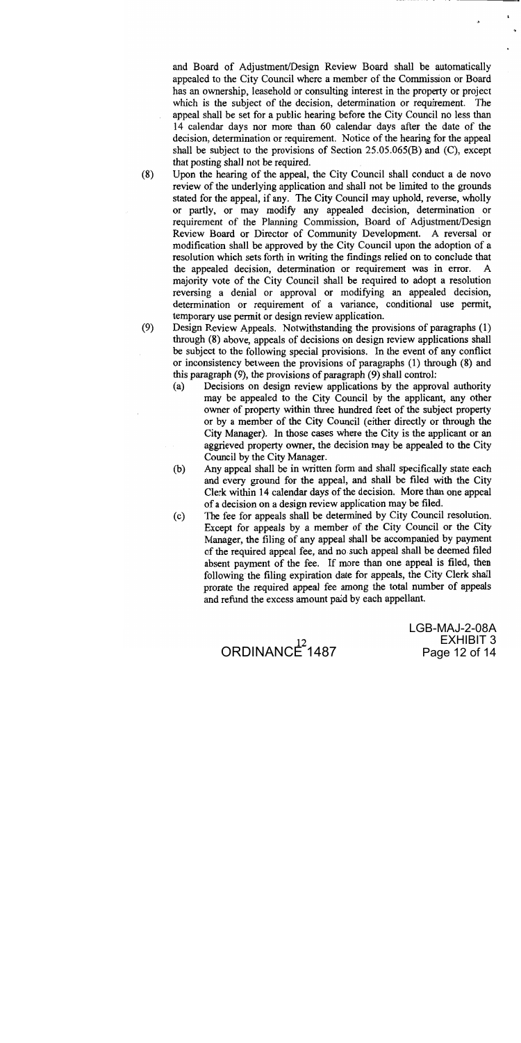and Board of Adjustment/Design Review Board shall be automatically appealed to the City Council where a member of the Commission or Board has an ownership, leasehold or consulting interest in the property or project which is the subject of the decision, determination or requirement. The appeal shall be set for a public hearing before the City Council no less than 14 calendar days nor more than 60 calendar days after the date of the decision, determination or requirement. Notice of the hearing for the appeal shall be subject to the provisions of Section 25.05.065(B) and (C), except that posting shall not be required.

(8) Upon the hearing of the appeal, the City Council shall conduct a de novo review of the underlying application and shall not be limited to the grounds stated for the appeal, if any. The City Council may uphold, reverse, wholly or partly, or may modify any appealed decision, determination or requirement of the Planning Commission, Board of Adjustment/Design Review Board or Director of Community Development. A reversal or modification shall be approved by the City Council upon the adoption of a resolution which sets forth in writing the findings relied on to conclude that the appealed decision, determination or requirement was in error. A majority vote of the City Council shall be required to adopt a resolution reversing a denial or approval or modifying an appealed decision, determination or requirement of a variance, conditional use permit, temporary use permit or design review application.

(9) Design Review Appeals. Notwithstanding the provisions of paragraphs (1) through (8) above, appeals of decisions on design review applications shall be subject to the following special provisions. In the event of any conflict or inconsistency between the provisions of paragraphs (1) through (8) and this paragraph (9), the provisions of paragraph (9) shall control:

  (a) Decisions on design review applications by the approval authority may be appealed to the City Council by the applicant, any other owner of property within three hundred feet of the subject property or by a member of the City Council (either directly or through the City Manager). In those cases where the City is the applicant or an aggrieved property owner, the decision may be appealed to the City Council by the City Manager.

  (b) Any appeal shall be in written form and shall specifically state each and every ground for the appeal, and shall be filed with the City Clerk within 14 calendar days of the decision. More than one appeal of a decision on a design review application may be filed.

  (c) The fee for appeals shall be determined by City Council resolution. Except for appeals by a member of the City Council or the City Manager, the filing of any appeal shall be accompanied by payment of the required appeal fee, and no such appeal shall be deemed filed absent payment of the fee. If more than one appeal is filed, then following the filing expiration date for appeals, the City Clerk shall prorate the required appeal fee among the total number of appeals and refund the excess amount paid by each appellant.

ORDINANCE 1487

LGB-MAJ-2-08A
EXHIBIT 3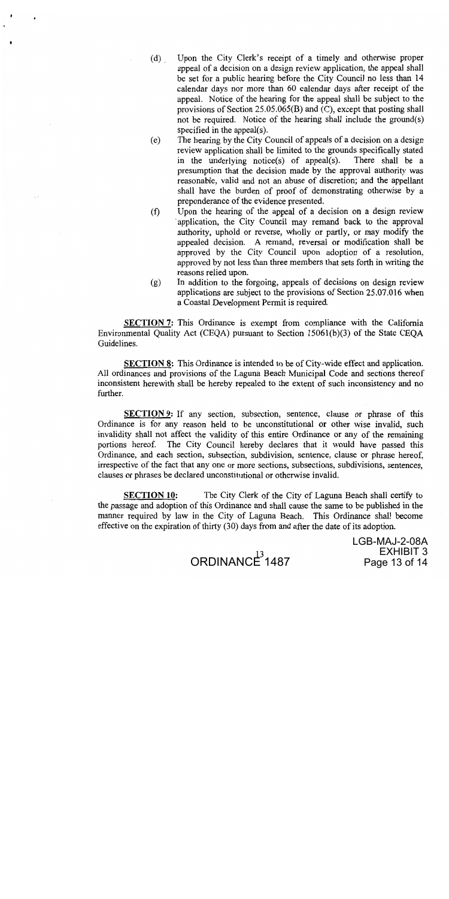(d) Upon the City Clerk's receipt of a timely and otherwise proper appeal of a decision on a design review application, the appeal shall be set for a public hearing before the City Council no less than 14 calendar days nor more than 60 calendar days after receipt of the appeal. Notice of the hearing for the appeal shall be subject to the provisions of Section 25.05.065(B) and (C), except that posting shall not be required. Notice of the hearing shall include the ground(s) specified in the appeal(s).

(e) The hearing by the City Council of appeals of a decision on a design review application shall be limited to the grounds specifically stated in the underlying notice(s) of appeal(s). There shall be a presumption that the decision made by the approval authority was reasonable, valid and not an abuse of discretion; and the appellant shall have the burden of proof of demonstrating otherwise by a preponderance of the evidence presented.

(f) Upon the hearing of the appeal of a decision on a design review application, the City Council may remand back to the approval authority, uphold or reverse, wholly or partly, or may modify the appealed decision. A remand, reversal or modification shall be approved by the City Council upon adoption of a resolution, approved by not less than three members that sets forth in writing the reasons relied upon.

(g) In addition to the forgoing, appeals of decisions on design review applications are subject to the provisions of Section 25.07.016 when a Coastal Development Permit is required.

**SECTION 7:** This Ordinance is exempt from compliance with the California Environmental Quality Act (CEQA) pursuant to Section 15061(b)(3) of the State CEQA Guidelines.

**SECTION 8:** This Ordinance is intended to be of City-wide effect and application. All ordinances and provisions of the Laguna Beach Municipal Code and sections thereof inconsistent herewith shall be hereby repealed to the extent of such inconsistency and no further.

**SECTION 9:** If any section, subsection, sentence, clause or phrase of this Ordinance is for any reason held to be unconstitutional or other wise invalid, such invalidity shall not affect the validity of this entire Ordinance or any of the remaining portions hereof. The City Council hereby declares that it would have passed this Ordinance, and each section, subsection, subdivision, sentence, clause or phrase hereof, irrespective of the fact that any one or more sections, subsections, subdivisions, sentences, clauses or phrases be declared unconstitutional or otherwise invalid.

**SECTION 10:** The City Clerk of the City of Laguna Beach shall certify to the passage and adoption of this Ordinance and shall cause the same to be published in the manner required by law in the City of Laguna Beach. This Ordinance shall become effective on the expiration of thirty (30) days from and after the date of its adoption.

ORDINANCE 1487

LGB-MAJ-2-08A
EXHIBIT 3
Page 13 of 14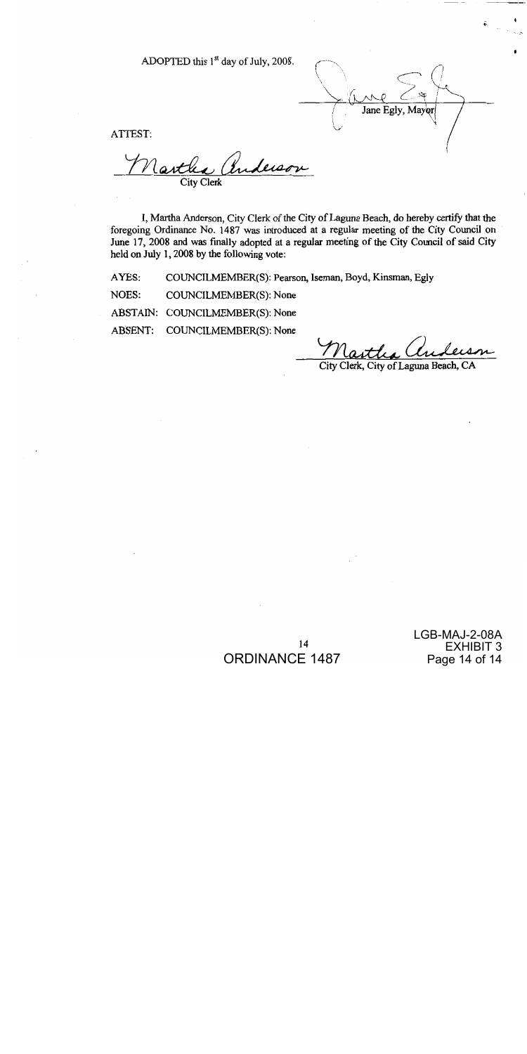ADOPTED this 1st day of July, 2008.

Jane Egly, Mayor

ATTEST:

City Clerk

I, Martha Anderson, City Clerk of the City of Laguna Beach, do hereby certify that the foregoing Ordinance No. 1487 was introduced at a regular meeting of the City Council on June 17, 2008 and was finally adopted at a regular meeting of the City Council of said City held on July 1, 2008 by the following vote:

AYES: COUNCILMEMBER(S): Pearson, Iseman, Boyd, Kinsman, Egly

NOES: COUNCILMEMBER(S): None

ABSTAIN: COUNCILMEMBER(S): None

ABSENT: COUNCILMEMBER(S): None

City Clerk, City of Laguna Beach, CA

ORDINANCE 1487

LGB-MAJ-2-08A
EXHIBIT 3
Page 14 of 14